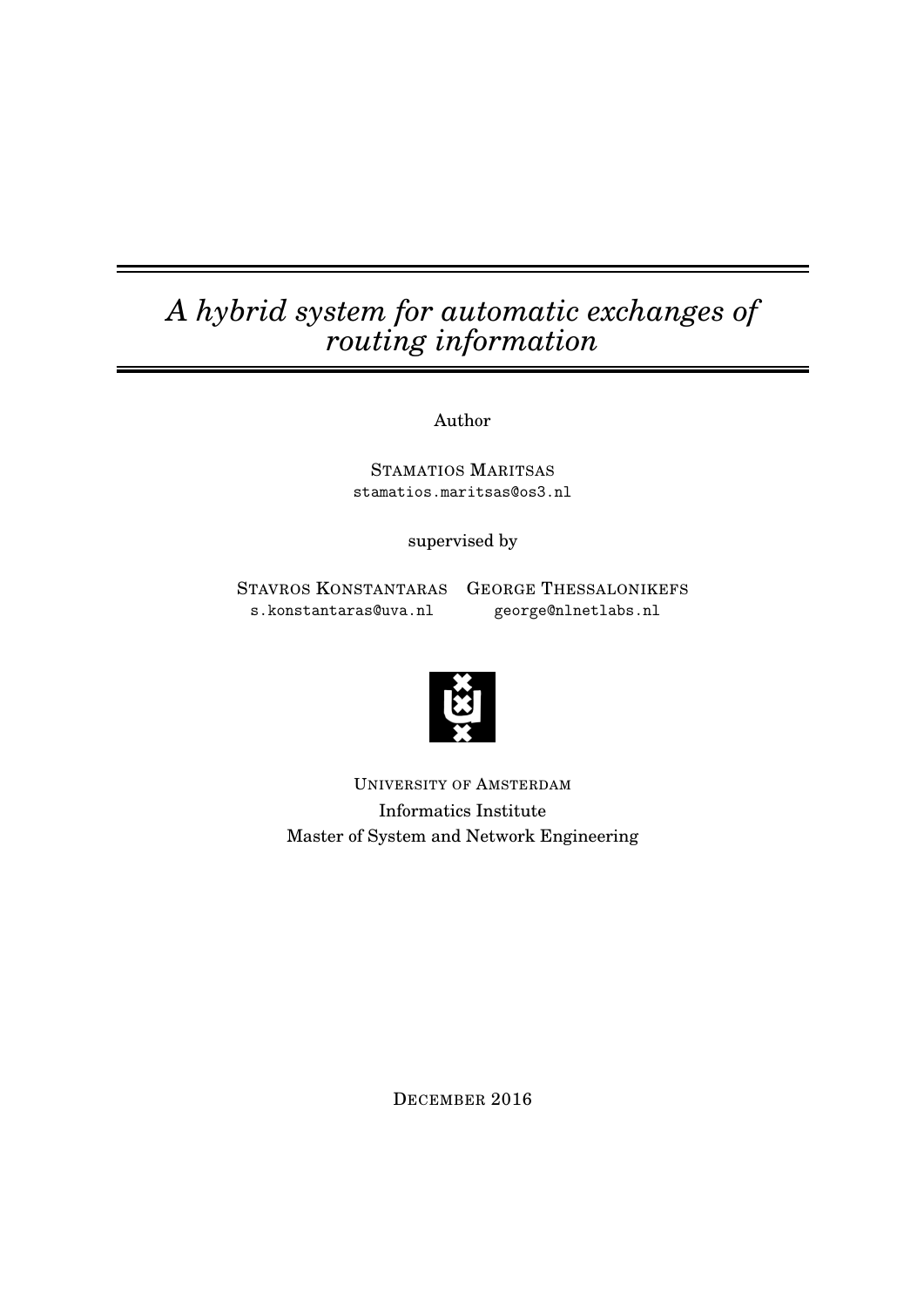# *A hybrid system for automatic exchanges of routing information*

Author

STAMATIOS MARITSAS
stamatios.maritsas@os3.nl

supervised by

STAVROS KONSTANTARAS
s.konstantaras@uva.nl

GEORGE THESSALONIKEFS
george@nlnetlabs.nl

UNIVERSITY OF AMSTERDAM
Informatics Institute
Master of System and Network Engineering

DECEMBER 2016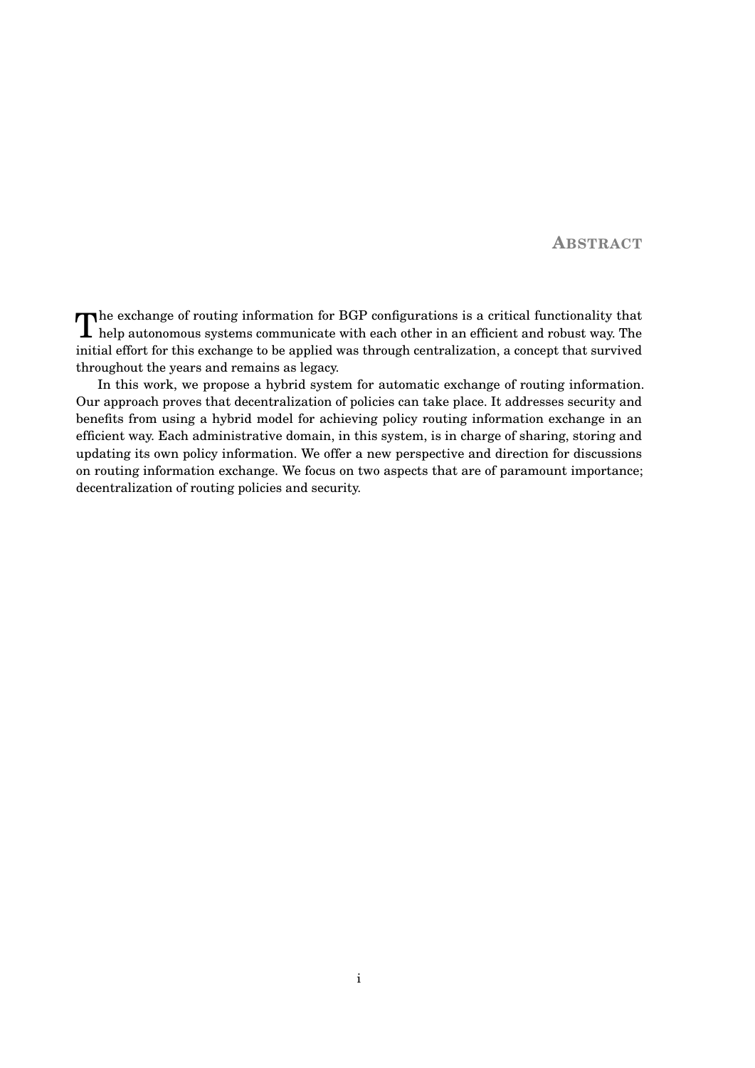## Abstract

The exchange of routing information for BGP configurations is a critical functionality that help autonomous systems communicate with each other in an efficient and robust way. The initial effort for this exchange to be applied was through centralization, a concept that survived throughout the years and remains as legacy.

In this work, we propose a hybrid system for automatic exchange of routing information. Our approach proves that decentralization of policies can take place. It addresses security and benefits from using a hybrid model for achieving policy routing information exchange in an efficient way. Each administrative domain, in this system, is in charge of sharing, storing and updating its own policy information. We offer a new perspective and direction for discussions on routing information exchange. We focus on two aspects that are of paramount importance; decentralization of routing policies and security.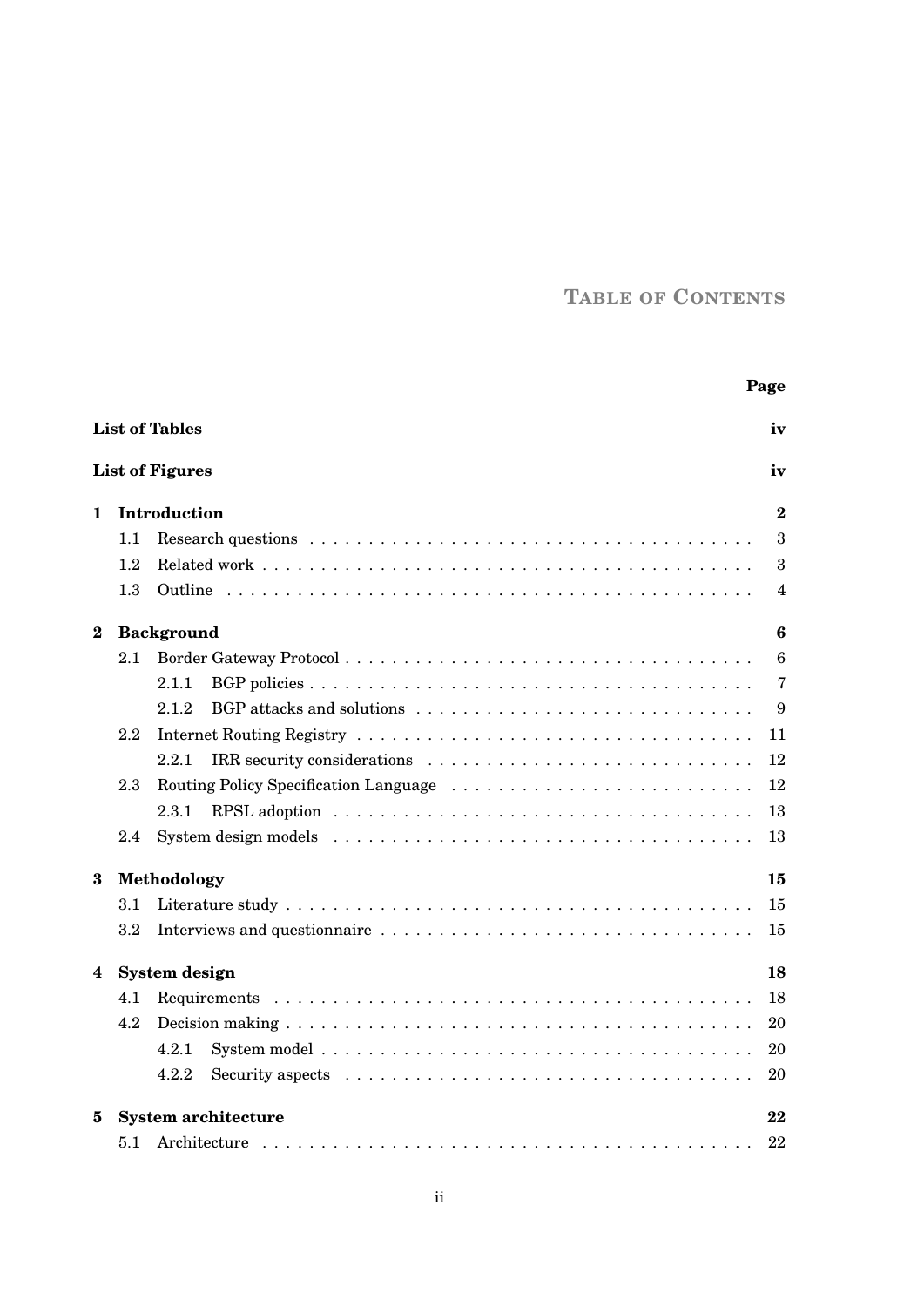# Table of Contents

| | Page |
|---|---|
| **List of Tables** | **iv** |
| **List of Figures** | **iv** |
| **1 Introduction** | **2** |
| 1.1 Research questions | 3 |
| 1.2 Related work | 3 |
| 1.3 Outline | 4 |
| **2 Background** | **6** |
| 2.1 Border Gateway Protocol | 6 |
| 2.1.1 BGP policies | 7 |
| 2.1.2 BGP attacks and solutions | 9 |
| 2.2 Internet Routing Registry | 11 |
| 2.2.1 IRR security considerations | 12 |
| 2.3 Routing Policy Specification Language | 12 |
| 2.3.1 RPSL adoption | 13 |
| 2.4 System design models | 13 |
| **3 Methodology** | **15** |
| 3.1 Literature study | 15 |
| 3.2 Interviews and questionnaire | 15 |
| **4 System design** | **18** |
| 4.1 Requirements | 18 |
| 4.2 Decision making | 20 |
| 4.2.1 System model | 20 |
| 4.2.2 Security aspects | 20 |
| **5 System architecture** | **22** |
| 5.1 Architecture | 22 |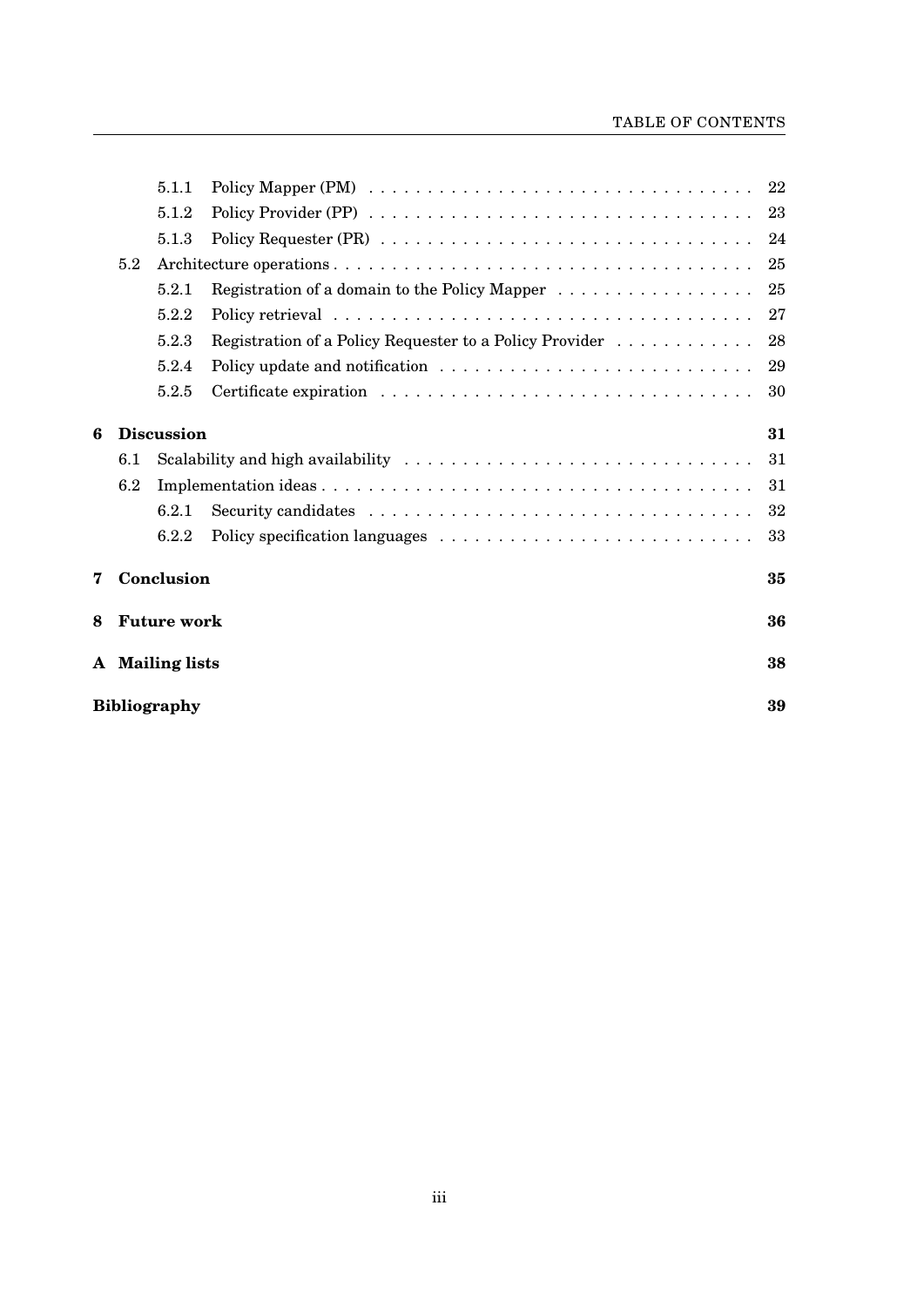|  |  |  |  |
|---|---|---|---|
|  | 5.1.1 | Policy Mapper (PM) | 22 |
|  | 5.1.2 | Policy Provider (PP) | 23 |
|  | 5.1.3 | Policy Requester (PR) | 24 |
| 5.2 | Architecture operations |  | 25 |
|  | 5.2.1 | Registration of a domain to the Policy Mapper | 25 |
|  | 5.2.2 | Policy retrieval | 27 |
|  | 5.2.3 | Registration of a Policy Requester to a Policy Provider | 28 |
|  | 5.2.4 | Policy update and notification | 29 |
|  | 5.2.5 | Certificate expiration | 30 |
| **6** | **Discussion** |  | **31** |
| 6.1 | Scalability and high availability |  | 31 |
| 6.2 | Implementation ideas |  | 31 |
|  | 6.2.1 | Security candidates | 32 |
|  | 6.2.2 | Policy specification languages | 33 |
| **7** | **Conclusion** |  | **35** |
| **8** | **Future work** |  | **36** |
| **A** | **Mailing lists** |  | **38** |
| **Bibliography** |  |  | **39** |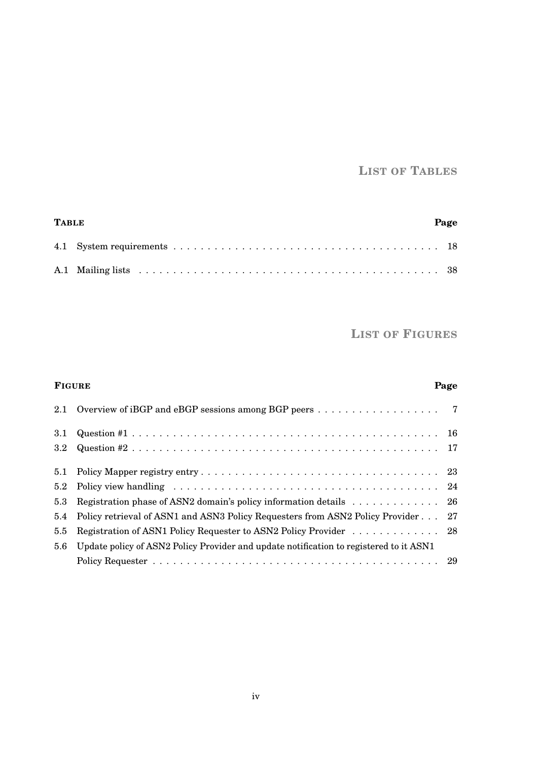# List of Tables

| Table | | Page |
|---|---|---|
| 4.1 | System requirements | 18 |
| A.1 | Mailing lists | 38 |

# List of Figures

| Figure | | Page |
|---|---|---|
| 2.1 | Overview of iBGP and eBGP sessions among BGP peers | 7 |
| 3.1 | Question #1 | 16 |
| 3.2 | Question #2 | 17 |
| 5.1 | Policy Mapper registry entry | 23 |
| 5.2 | Policy view handling | 24 |
| 5.3 | Registration phase of ASN2 domain's policy information details | 26 |
| 5.4 | Policy retrieval of ASN1 and ASN3 Policy Requesters from ASN2 Policy Provider | 27 |
| 5.5 | Registration of ASN1 Policy Requester to ASN2 Policy Provider | 28 |
| 5.6 | Update policy of ASN2 Policy Provider and update notification to registered to it ASN1 Policy Requester | 29 |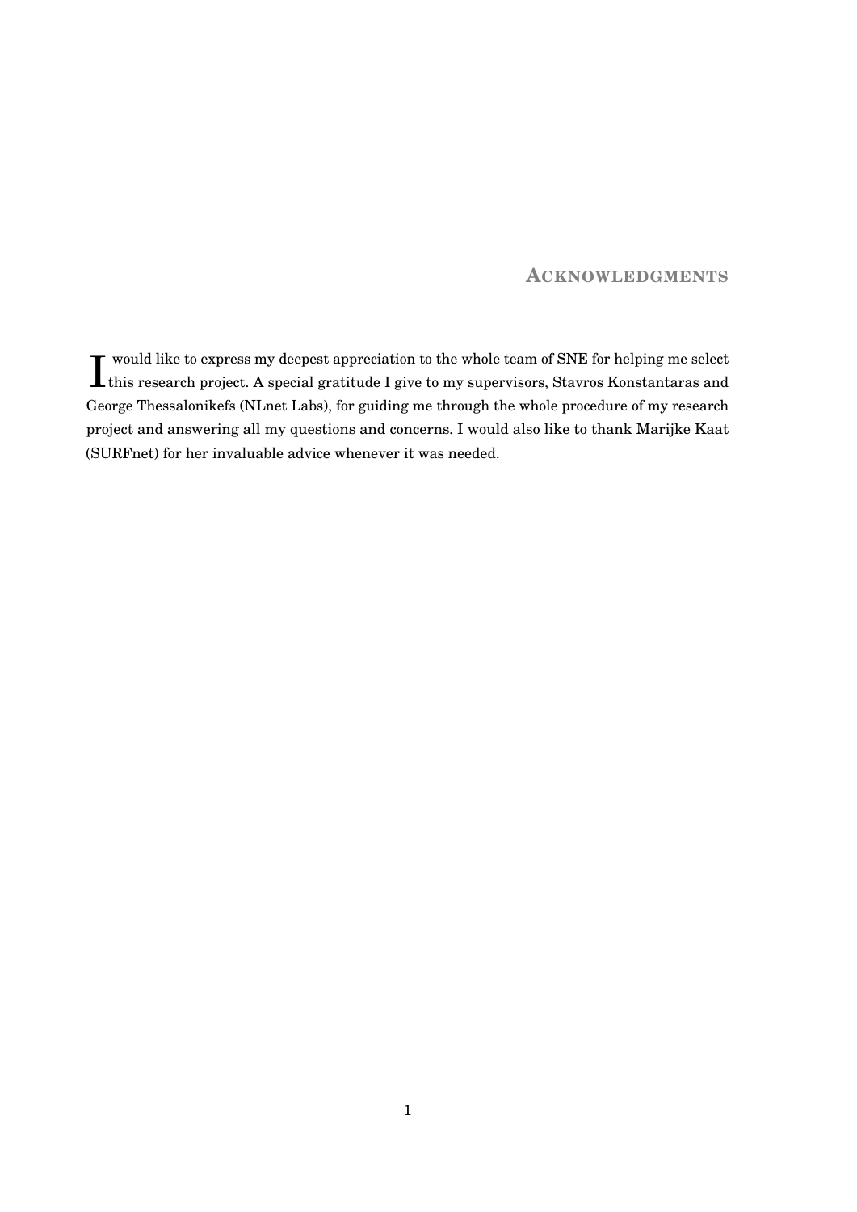## Acknowledgments

I would like to express my deepest appreciation to the whole team of SNE for helping me select this research project. A special gratitude I give to my supervisors, Stavros Konstantaras and George Thessalonikefs (NLnet Labs), for guiding me through the whole procedure of my research project and answering all my questions and concerns. I would also like to thank Marijke Kaat (SURFnet) for her invaluable advice whenever it was needed.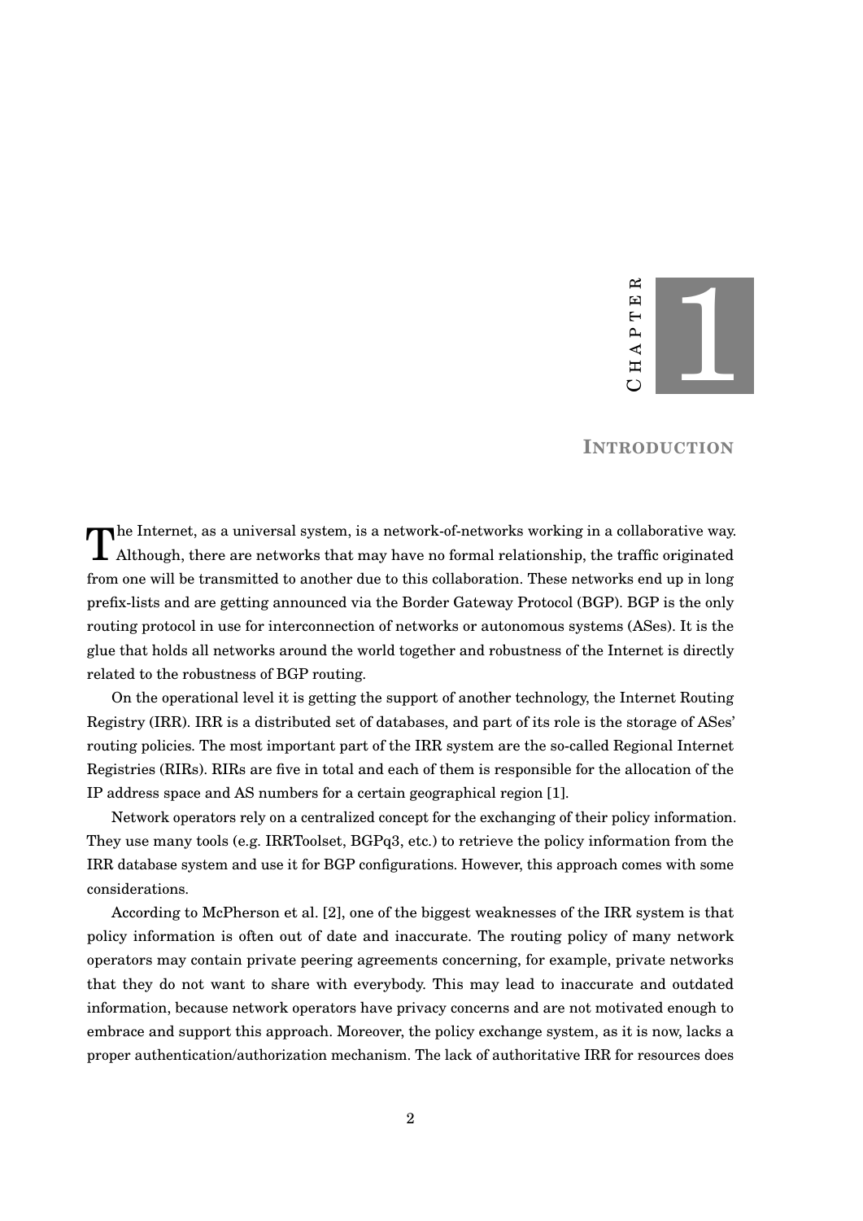# Chapter 1

## Introduction

The Internet, as a universal system, is a network-of-networks working in a collaborative way. Although, there are networks that may have no formal relationship, the traffic originated from one will be transmitted to another due to this collaboration. These networks end up in long prefix-lists and are getting announced via the Border Gateway Protocol (BGP). BGP is the only routing protocol in use for interconnection of networks or autonomous systems (ASes). It is the glue that holds all networks around the world together and robustness of the Internet is directly related to the robustness of BGP routing.

On the operational level it is getting the support of another technology, the Internet Routing Registry (IRR). IRR is a distributed set of databases, and part of its role is the storage of ASes' routing policies. The most important part of the IRR system are the so-called Regional Internet Registries (RIRs). RIRs are five in total and each of them is responsible for the allocation of the IP address space and AS numbers for a certain geographical region [1].

Network operators rely on a centralized concept for the exchanging of their policy information. They use many tools (e.g. IRRToolset, BGPq3, etc.) to retrieve the policy information from the IRR database system and use it for BGP configurations. However, this approach comes with some considerations.

According to McPherson et al. [2], one of the biggest weaknesses of the IRR system is that policy information is often out of date and inaccurate. The routing policy of many network operators may contain private peering agreements concerning, for example, private networks that they do not want to share with everybody. This may lead to inaccurate and outdated information, because network operators have privacy concerns and are not motivated enough to embrace and support this approach. Moreover, the policy exchange system, as it is now, lacks a proper authentication/authorization mechanism. The lack of authoritative IRR for resources does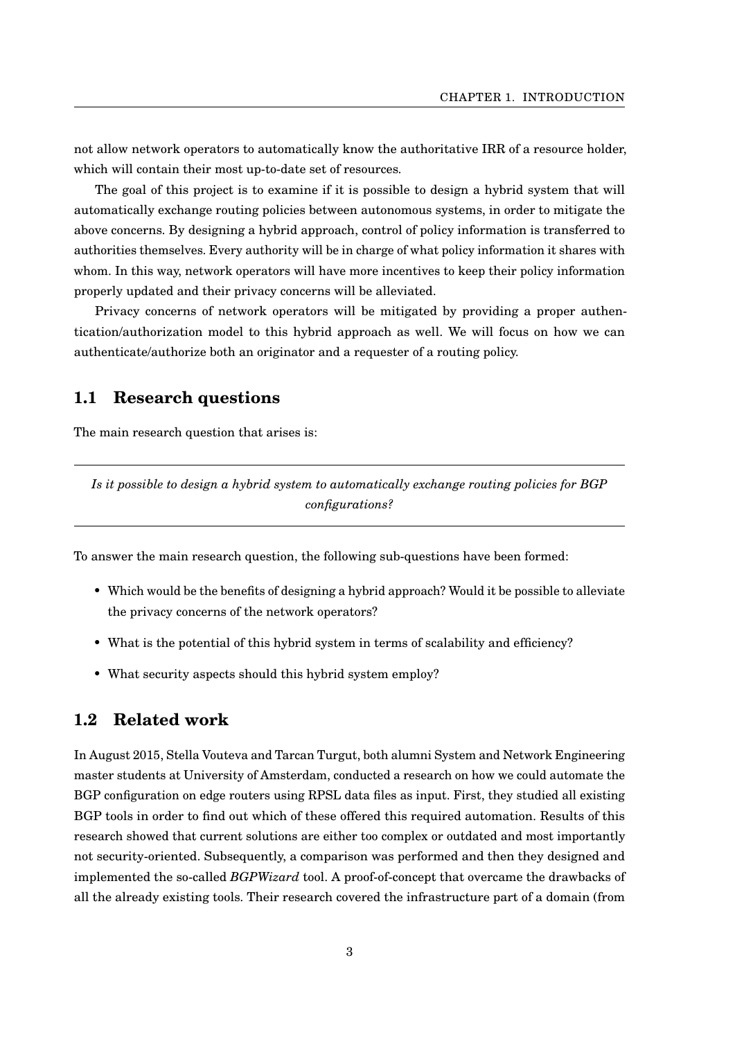not allow network operators to automatically know the authoritative IRR of a resource holder, which will contain their most up-to-date set of resources.

The goal of this project is to examine if it is possible to design a hybrid system that will automatically exchange routing policies between autonomous systems, in order to mitigate the above concerns. By designing a hybrid approach, control of policy information is transferred to authorities themselves. Every authority will be in charge of what policy information it shares with whom. In this way, network operators will have more incentives to keep their policy information properly updated and their privacy concerns will be alleviated.

Privacy concerns of network operators will be mitigated by providing a proper authentication/authorization model to this hybrid approach as well. We will focus on how we can authenticate/authorize both an originator and a requester of a routing policy.

## 1.1 Research questions

The main research question that arises is:

---

*Is it possible to design a hybrid system to automatically exchange routing policies for BGP configurations?*

---

To answer the main research question, the following sub-questions have been formed:

- Which would be the benefits of designing a hybrid approach? Would it be possible to alleviate the privacy concerns of the network operators?
- What is the potential of this hybrid system in terms of scalability and efficiency?
- What security aspects should this hybrid system employ?

## 1.2 Related work

In August 2015, Stella Vouteva and Tarcan Turgut, both alumni System and Network Engineering master students at University of Amsterdam, conducted a research on how we could automate the BGP configuration on edge routers using RPSL data files as input. First, they studied all existing BGP tools in order to find out which of these offered this required automation. Results of this research showed that current solutions are either too complex or outdated and most importantly not security-oriented. Subsequently, a comparison was performed and then they designed and implemented the so-called *BGPWizard* tool. A proof-of-concept that overcame the drawbacks of all the already existing tools. Their research covered the infrastructure part of a domain (from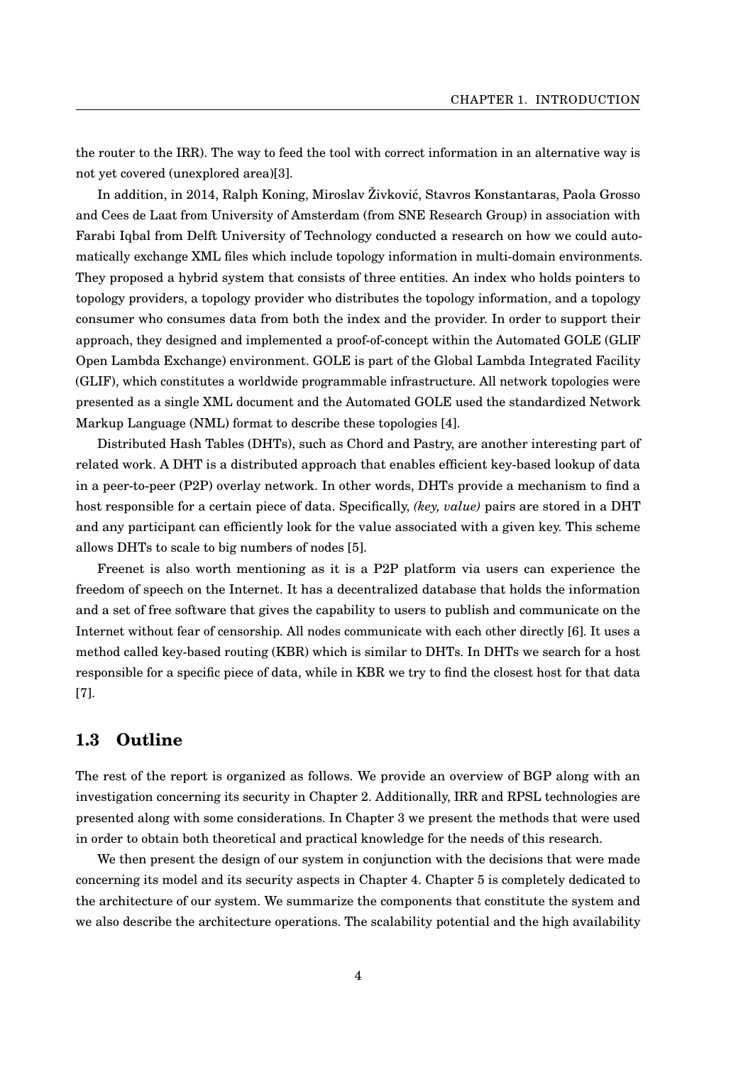the router to the IRR). The way to feed the tool with correct information in an alternative way is not yet covered (unexplored area)[3].

In addition, in 2014, Ralph Koning, Miroslav Živković, Stavros Konstantaras, Paola Grosso and Cees de Laat from University of Amsterdam (from SNE Research Group) in association with Farabi Iqbal from Delft University of Technology conducted a research on how we could automatically exchange XML files which include topology information in multi-domain environments. They proposed a hybrid system that consists of three entities. An index who holds pointers to topology providers, a topology provider who distributes the topology information, and a topology consumer who consumes data from both the index and the provider. In order to support their approach, they designed and implemented a proof-of-concept within the Automated GOLE (GLIF Open Lambda Exchange) environment. GOLE is part of the Global Lambda Integrated Facility (GLIF), which constitutes a worldwide programmable infrastructure. All network topologies were presented as a single XML document and the Automated GOLE used the standardized Network Markup Language (NML) format to describe these topologies [4].

Distributed Hash Tables (DHTs), such as Chord and Pastry, are another interesting part of related work. A DHT is a distributed approach that enables efficient key-based lookup of data in a peer-to-peer (P2P) overlay network. In other words, DHTs provide a mechanism to find a host responsible for a certain piece of data. Specifically, *(key, value)* pairs are stored in a DHT and any participant can efficiently look for the value associated with a given key. This scheme allows DHTs to scale to big numbers of nodes [5].

Freenet is also worth mentioning as it is a P2P platform via users can experience the freedom of speech on the Internet. It has a decentralized database that holds the information and a set of free software that gives the capability to users to publish and communicate on the Internet without fear of censorship. All nodes communicate with each other directly [6]. It uses a method called key-based routing (KBR) which is similar to DHTs. In DHTs we search for a host responsible for a specific piece of data, while in KBR we try to find the closest host for that data [7].

## 1.3 Outline

The rest of the report is organized as follows. We provide an overview of BGP along with an investigation concerning its security in Chapter 2. Additionally, IRR and RPSL technologies are presented along with some considerations. In Chapter 3 we present the methods that were used in order to obtain both theoretical and practical knowledge for the needs of this research.

We then present the design of our system in conjunction with the decisions that were made concerning its model and its security aspects in Chapter 4. Chapter 5 is completely dedicated to the architecture of our system. We summarize the components that constitute the system and we also describe the architecture operations. The scalability potential and the high availability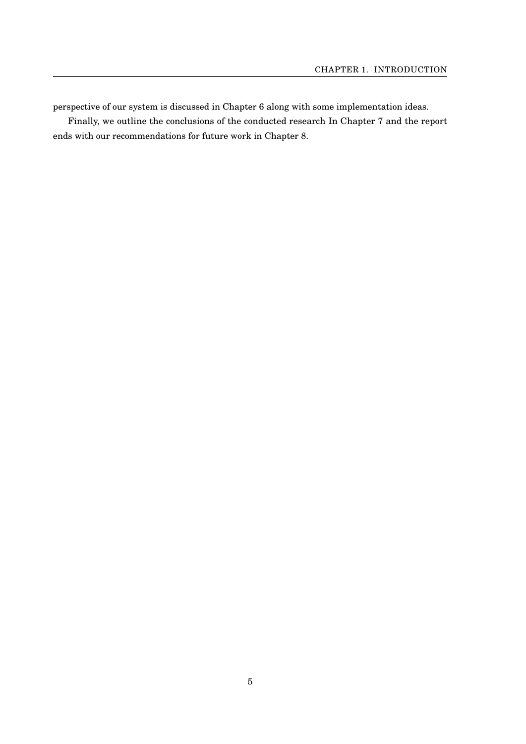perspective of our system is discussed in Chapter 6 along with some implementation ideas.

Finally, we outline the conclusions of the conducted research In Chapter 7 and the report ends with our recommendations for future work in Chapter 8.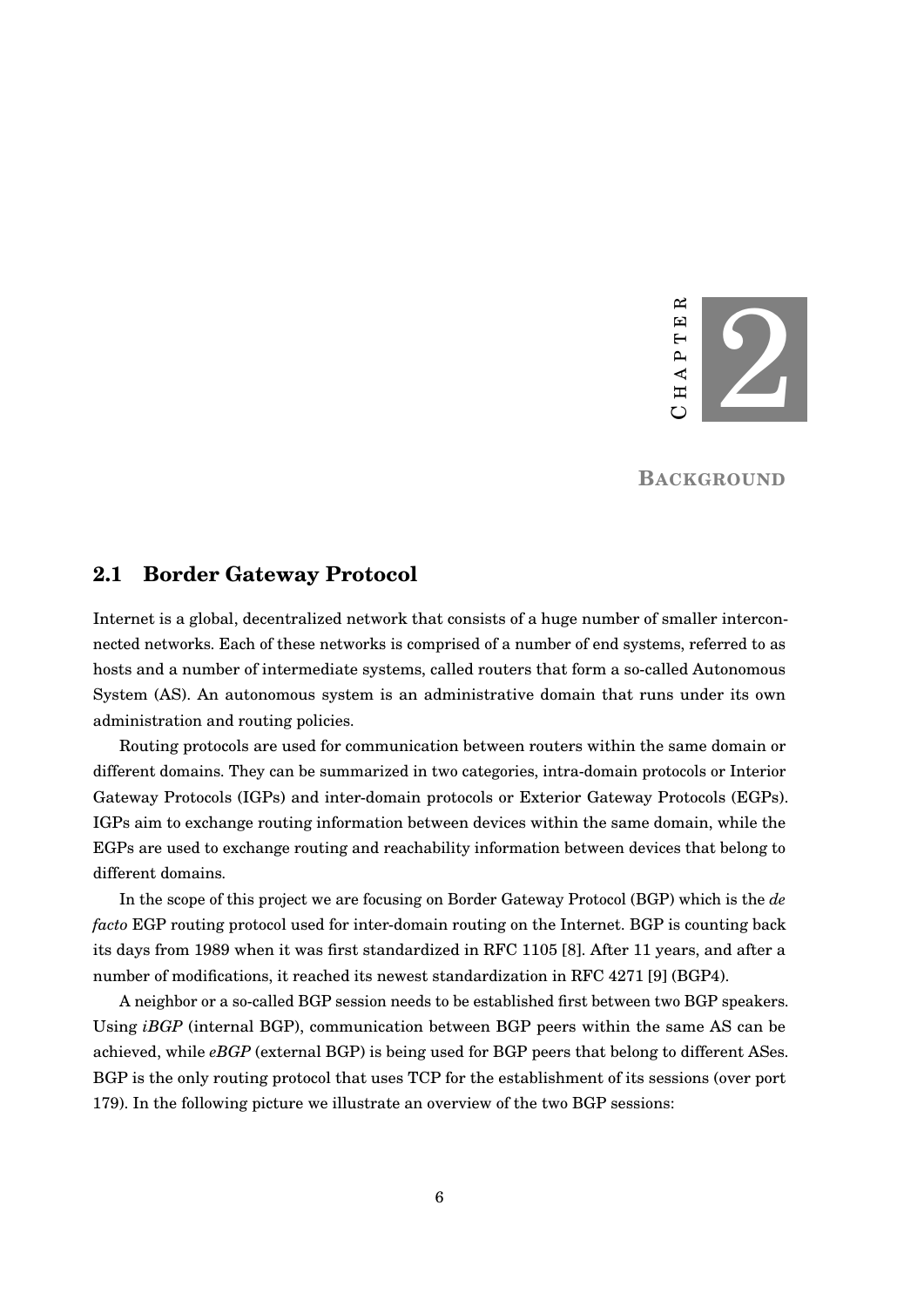# Chapter 2

# Background

## 2.1 Border Gateway Protocol

Internet is a global, decentralized network that consists of a huge number of smaller interconnected networks. Each of these networks is comprised of a number of end systems, referred to as hosts and a number of intermediate systems, called routers that form a so-called Autonomous System (AS). An autonomous system is an administrative domain that runs under its own administration and routing policies.

Routing protocols are used for communication between routers within the same domain or different domains. They can be summarized in two categories, intra-domain protocols or Interior Gateway Protocols (IGPs) and inter-domain protocols or Exterior Gateway Protocols (EGPs). IGPs aim to exchange routing information between devices within the same domain, while the EGPs are used to exchange routing and reachability information between devices that belong to different domains.

In the scope of this project we are focusing on Border Gateway Protocol (BGP) which is the *de facto* EGP routing protocol used for inter-domain routing on the Internet. BGP is counting back its days from 1989 when it was first standardized in RFC 1105 [8]. After 11 years, and after a number of modifications, it reached its newest standardization in RFC 4271 [9] (BGP4).

A neighbor or a so-called BGP session needs to be established first between two BGP speakers. Using *iBGP* (internal BGP), communication between BGP peers within the same AS can be achieved, while *eBGP* (external BGP) is being used for BGP peers that belong to different ASes. BGP is the only routing protocol that uses TCP for the establishment of its sessions (over port 179). In the following picture we illustrate an overview of the two BGP sessions: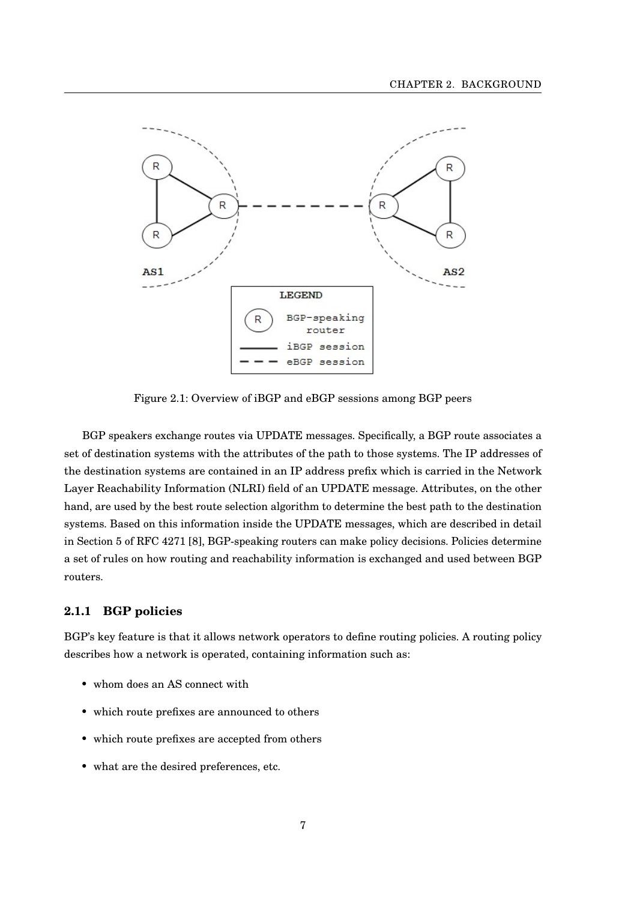Figure 2.1: Overview of iBGP and eBGP sessions among BGP peers

BGP speakers exchange routes via UPDATE messages. Specifically, a BGP route associates a set of destination systems with the attributes of the path to those systems. The IP addresses of the destination systems are contained in an IP address prefix which is carried in the Network Layer Reachability Information (NLRI) field of an UPDATE message. Attributes, on the other hand, are used by the best route selection algorithm to determine the best path to the destination systems. Based on this information inside the UPDATE messages, which are described in detail in Section 5 of RFC 4271 [8], BGP-speaking routers can make policy decisions. Policies determine a set of rules on how routing and reachability information is exchanged and used between BGP routers.

### 2.1.1 BGP policies

BGP's key feature is that it allows network operators to define routing policies. A routing policy describes how a network is operated, containing information such as:

- whom does an AS connect with
- which route prefixes are announced to others
- which route prefixes are accepted from others
- what are the desired preferences, etc.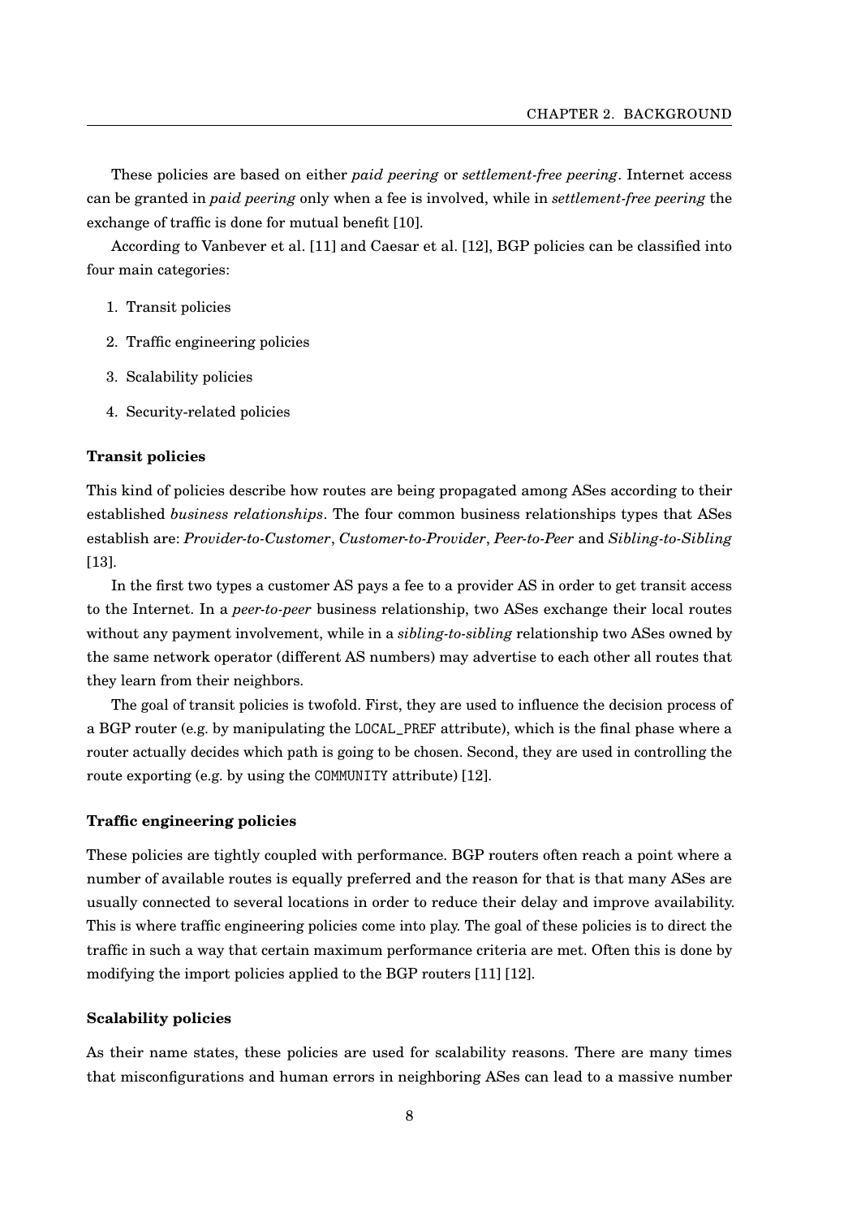These policies are based on either *paid peering* or *settlement-free peering*. Internet access can be granted in *paid peering* only when a fee is involved, while in *settlement-free peering* the exchange of traffic is done for mutual benefit [10].

According to Vanbever et al. [11] and Caesar et al. [12], BGP policies can be classified into four main categories:

1. Transit policies
2. Traffic engineering policies
3. Scalability policies
4. Security-related policies

#### Transit policies

This kind of policies describe how routes are being propagated among ASes according to their established *business relationships*. The four common business relationships types that ASes establish are: *Provider-to-Customer*, *Customer-to-Provider*, *Peer-to-Peer* and *Sibling-to-Sibling* [13].

In the first two types a customer AS pays a fee to a provider AS in order to get transit access to the Internet. In a *peer-to-peer* business relationship, two ASes exchange their local routes without any payment involvement, while in a *sibling-to-sibling* relationship two ASes owned by the same network operator (different AS numbers) may advertise to each other all routes that they learn from their neighbors.

The goal of transit policies is twofold. First, they are used to influence the decision process of a BGP router (e.g. by manipulating the `LOCAL_PREF` attribute), which is the final phase where a router actually decides which path is going to be chosen. Second, they are used in controlling the route exporting (e.g. by using the `COMMUNITY` attribute) [12].

#### Traffic engineering policies

These policies are tightly coupled with performance. BGP routers often reach a point where a number of available routes is equally preferred and the reason for that is that many ASes are usually connected to several locations in order to reduce their delay and improve availability. This is where traffic engineering policies come into play. The goal of these policies is to direct the traffic in such a way that certain maximum performance criteria are met. Often this is done by modifying the import policies applied to the BGP routers [11] [12].

#### Scalability policies

As their name states, these policies are used for scalability reasons. There are many times that misconfigurations and human errors in neighboring ASes can lead to a massive number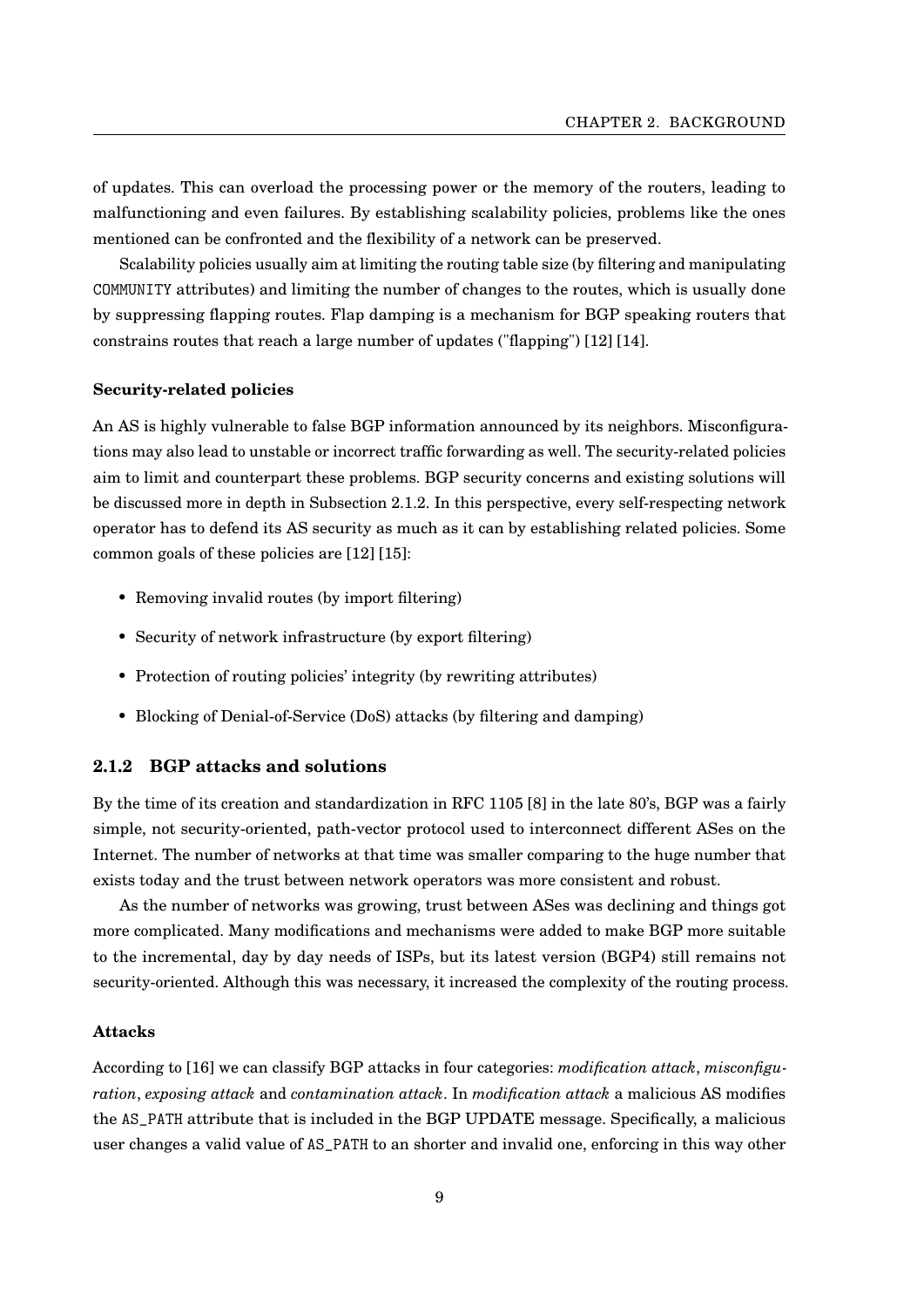of updates. This can overload the processing power or the memory of the routers, leading to malfunctioning and even failures. By establishing scalability policies, problems like the ones mentioned can be confronted and the flexibility of a network can be preserved.

Scalability policies usually aim at limiting the routing table size (by filtering and manipulating COMMUNITY attributes) and limiting the number of changes to the routes, which is usually done by suppressing flapping routes. Flap damping is a mechanism for BGP speaking routers that constrains routes that reach a large number of updates ("flapping") [12] [14].

**Security-related policies**

An AS is highly vulnerable to false BGP information announced by its neighbors. Misconfigurations may also lead to unstable or incorrect traffic forwarding as well. The security-related policies aim to limit and counterpart these problems. BGP security concerns and existing solutions will be discussed more in depth in Subsection 2.1.2. In this perspective, every self-respecting network operator has to defend its AS security as much as it can by establishing related policies. Some common goals of these policies are [12] [15]:

- Removing invalid routes (by import filtering)
- Security of network infrastructure (by export filtering)
- Protection of routing policies' integrity (by rewriting attributes)
- Blocking of Denial-of-Service (DoS) attacks (by filtering and damping)

### 2.1.2 BGP attacks and solutions

By the time of its creation and standardization in RFC 1105 [8] in the late 80's, BGP was a fairly simple, not security-oriented, path-vector protocol used to interconnect different ASes on the Internet. The number of networks at that time was smaller comparing to the huge number that exists today and the trust between network operators was more consistent and robust.

As the number of networks was growing, trust between ASes was declining and things got more complicated. Many modifications and mechanisms were added to make BGP more suitable to the incremental, day by day needs of ISPs, but its latest version (BGP4) still remains not security-oriented. Although this was necessary, it increased the complexity of the routing process.

**Attacks**

According to [16] we can classify BGP attacks in four categories: *modification attack*, *misconfiguration*, *exposing attack* and *contamination attack*. In *modification attack* a malicious AS modifies the AS_PATH attribute that is included in the BGP UPDATE message. Specifically, a malicious user changes a valid value of AS_PATH to an shorter and invalid one, enforcing in this way other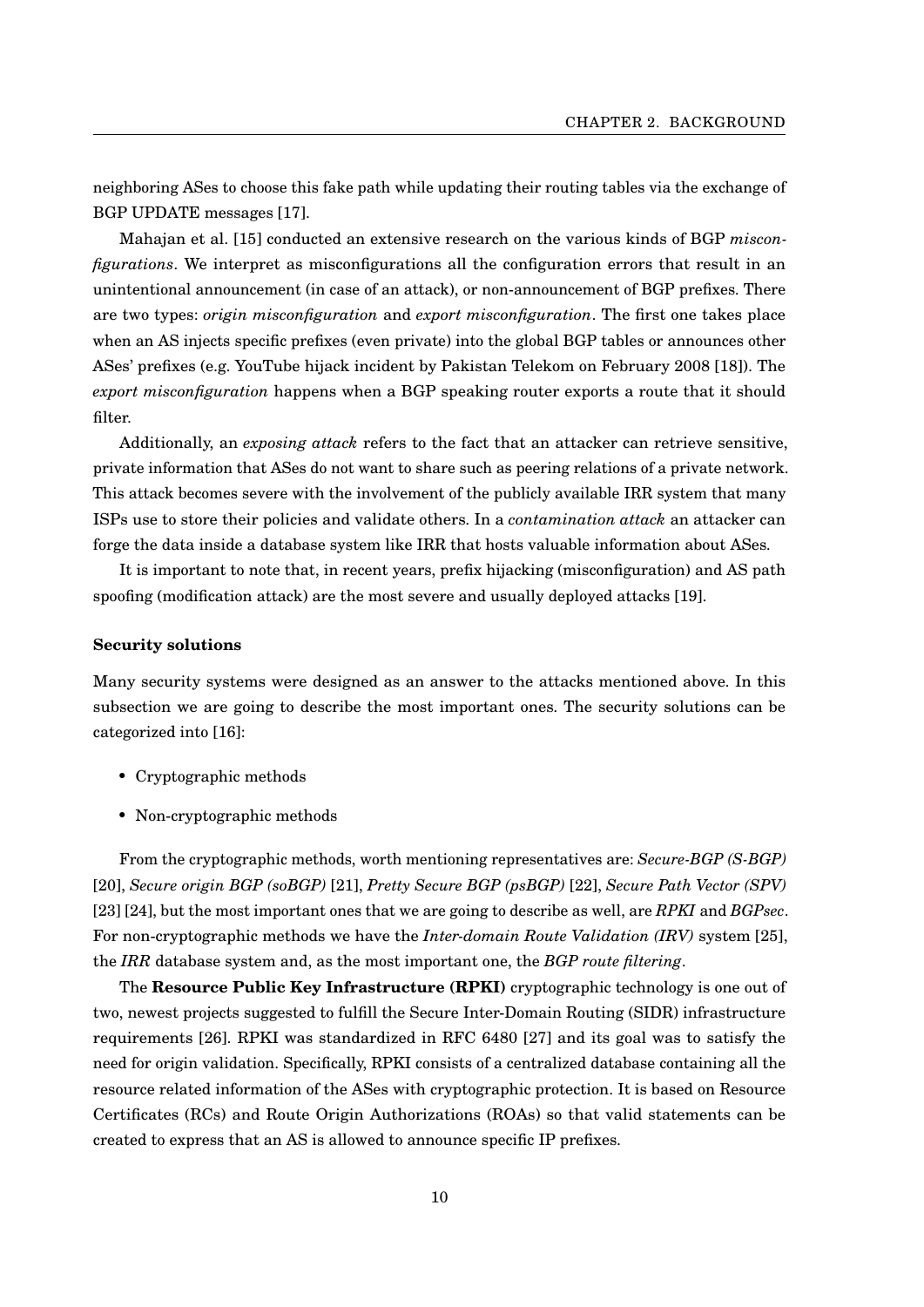neighboring ASes to choose this fake path while updating their routing tables via the exchange of BGP UPDATE messages [17].

Mahajan et al. [15] conducted an extensive research on the various kinds of BGP *misconfigurations*. We interpret as misconfigurations all the configuration errors that result in an unintentional announcement (in case of an attack), or non-announcement of BGP prefixes. There are two types: *origin misconfiguration* and *export misconfiguration*. The first one takes place when an AS injects specific prefixes (even private) into the global BGP tables or announces other ASes' prefixes (e.g. YouTube hijack incident by Pakistan Telekom on February 2008 [18]). The *export misconfiguration* happens when a BGP speaking router exports a route that it should filter.

Additionally, an *exposing attack* refers to the fact that an attacker can retrieve sensitive, private information that ASes do not want to share such as peering relations of a private network. This attack becomes severe with the involvement of the publicly available IRR system that many ISPs use to store their policies and validate others. In a *contamination attack* an attacker can forge the data inside a database system like IRR that hosts valuable information about ASes.

It is important to note that, in recent years, prefix hijacking (misconfiguration) and AS path spoofing (modification attack) are the most severe and usually deployed attacks [19].

**Security solutions**

Many security systems were designed as an answer to the attacks mentioned above. In this subsection we are going to describe the most important ones. The security solutions can be categorized into [16]:

- Cryptographic methods
- Non-cryptographic methods

From the cryptographic methods, worth mentioning representatives are: *Secure-BGP (S-BGP)* [20], *Secure origin BGP (soBGP)* [21], *Pretty Secure BGP (psBGP)* [22], *Secure Path Vector (SPV)* [23] [24], but the most important ones that we are going to describe as well, are *RPKI* and *BGPsec*. For non-cryptographic methods we have the *Inter-domain Route Validation (IRV)* system [25], the *IRR* database system and, as the most important one, the *BGP route filtering*.

The **Resource Public Key Infrastructure (RPKI)** cryptographic technology is one out of two, newest projects suggested to fulfill the Secure Inter-Domain Routing (SIDR) infrastructure requirements [26]. RPKI was standardized in RFC 6480 [27] and its goal was to satisfy the need for origin validation. Specifically, RPKI consists of a centralized database containing all the resource related information of the ASes with cryptographic protection. It is based on Resource Certificates (RCs) and Route Origin Authorizations (ROAs) so that valid statements can be created to express that an AS is allowed to announce specific IP prefixes.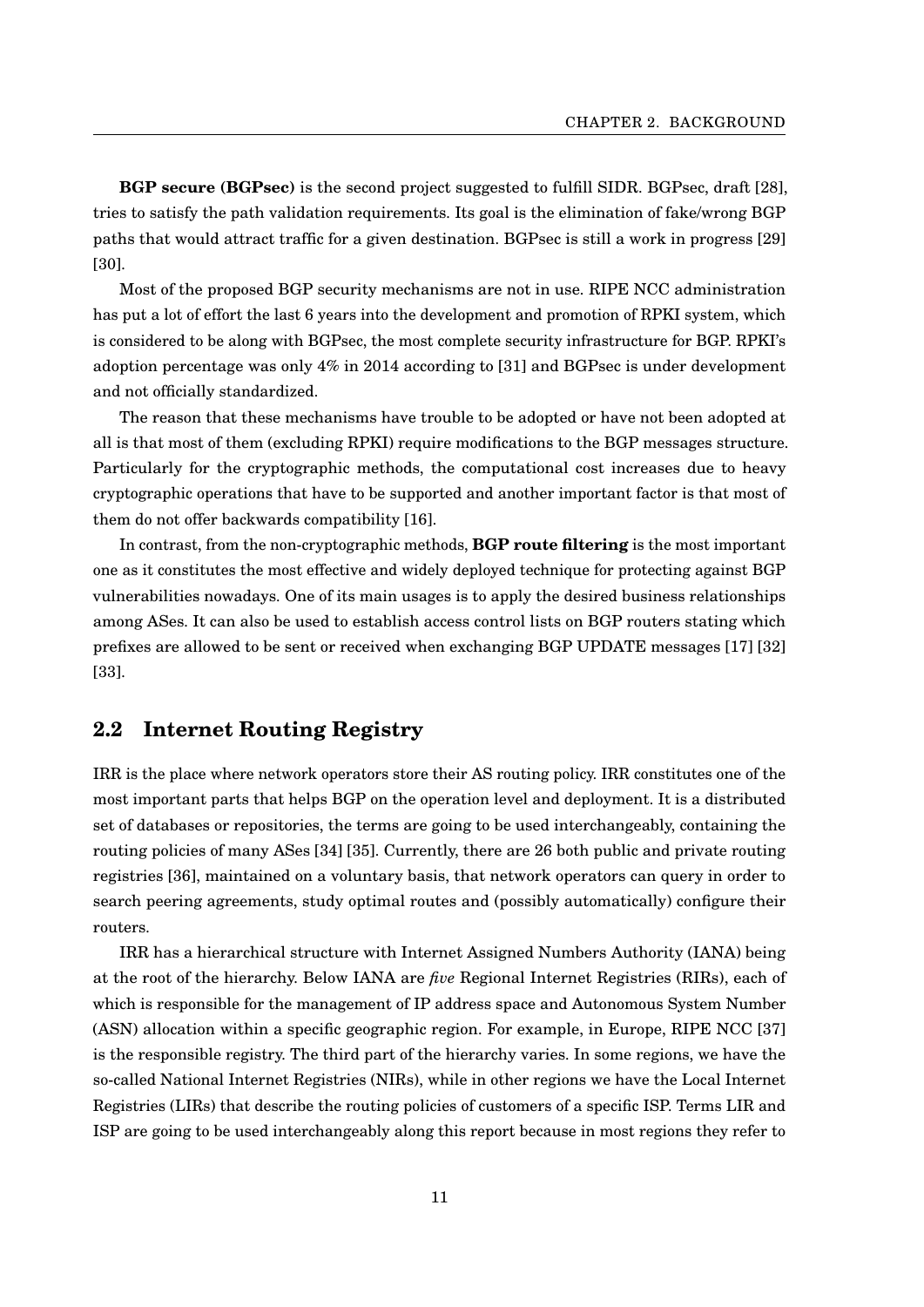**BGP secure (BGPsec)** is the second project suggested to fulfill SIDR. BGPsec, draft [28], tries to satisfy the path validation requirements. Its goal is the elimination of fake/wrong BGP paths that would attract traffic for a given destination. BGPsec is still a work in progress [29] [30].

Most of the proposed BGP security mechanisms are not in use. RIPE NCC administration has put a lot of effort the last 6 years into the development and promotion of RPKI system, which is considered to be along with BGPsec, the most complete security infrastructure for BGP. RPKI's adoption percentage was only 4% in 2014 according to [31] and BGPsec is under development and not officially standardized.

The reason that these mechanisms have trouble to be adopted or have not been adopted at all is that most of them (excluding RPKI) require modifications to the BGP messages structure. Particularly for the cryptographic methods, the computational cost increases due to heavy cryptographic operations that have to be supported and another important factor is that most of them do not offer backwards compatibility [16].

In contrast, from the non-cryptographic methods, **BGP route filtering** is the most important one as it constitutes the most effective and widely deployed technique for protecting against BGP vulnerabilities nowadays. One of its main usages is to apply the desired business relationships among ASes. It can also be used to establish access control lists on BGP routers stating which prefixes are allowed to be sent or received when exchanging BGP UPDATE messages [17] [32] [33].

## 2.2 Internet Routing Registry

IRR is the place where network operators store their AS routing policy. IRR constitutes one of the most important parts that helps BGP on the operation level and deployment. It is a distributed set of databases or repositories, the terms are going to be used interchangeably, containing the routing policies of many ASes [34] [35]. Currently, there are 26 both public and private routing registries [36], maintained on a voluntary basis, that network operators can query in order to search peering agreements, study optimal routes and (possibly automatically) configure their routers.

IRR has a hierarchical structure with Internet Assigned Numbers Authority (IANA) being at the root of the hierarchy. Below IANA are *five* Regional Internet Registries (RIRs), each of which is responsible for the management of IP address space and Autonomous System Number (ASN) allocation within a specific geographic region. For example, in Europe, RIPE NCC [37] is the responsible registry. The third part of the hierarchy varies. In some regions, we have the so-called National Internet Registries (NIRs), while in other regions we have the Local Internet Registries (LIRs) that describe the routing policies of customers of a specific ISP. Terms LIR and ISP are going to be used interchangeably along this report because in most regions they refer to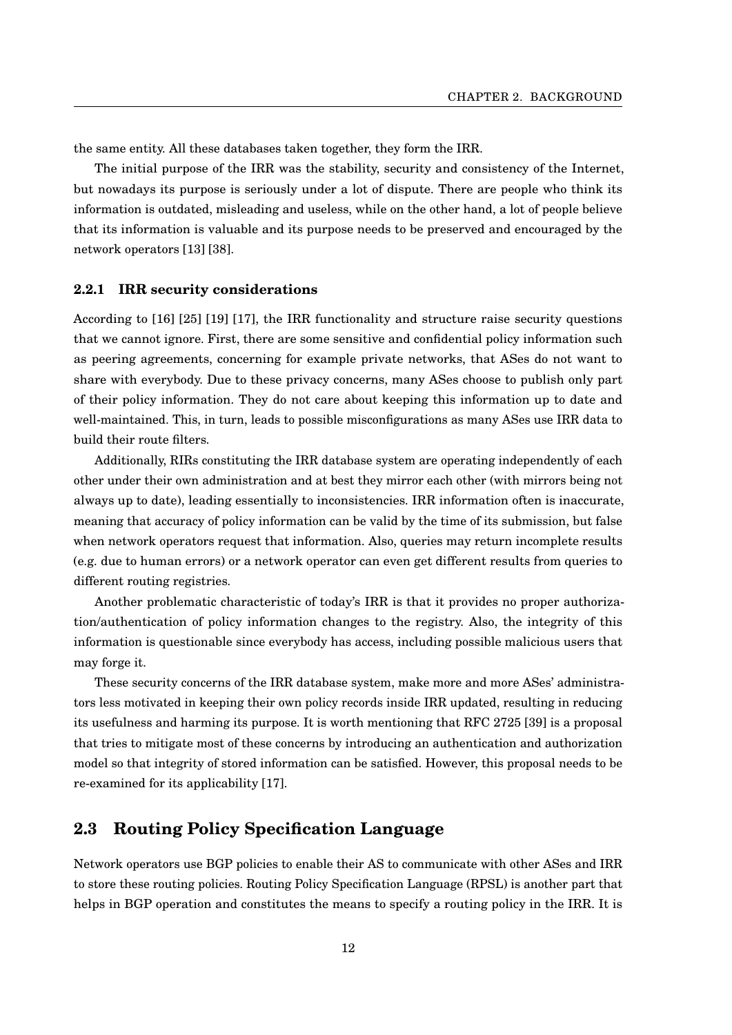the same entity. All these databases taken together, they form the IRR.

The initial purpose of the IRR was the stability, security and consistency of the Internet, but nowadays its purpose is seriously under a lot of dispute. There are people who think its information is outdated, misleading and useless, while on the other hand, a lot of people believe that its information is valuable and its purpose needs to be preserved and encouraged by the network operators [13] [38].

### 2.2.1 IRR security considerations

According to [16] [25] [19] [17], the IRR functionality and structure raise security questions that we cannot ignore. First, there are some sensitive and confidential policy information such as peering agreements, concerning for example private networks, that ASes do not want to share with everybody. Due to these privacy concerns, many ASes choose to publish only part of their policy information. They do not care about keeping this information up to date and well-maintained. This, in turn, leads to possible misconfigurations as many ASes use IRR data to build their route filters.

Additionally, RIRs constituting the IRR database system are operating independently of each other under their own administration and at best they mirror each other (with mirrors being not always up to date), leading essentially to inconsistencies. IRR information often is inaccurate, meaning that accuracy of policy information can be valid by the time of its submission, but false when network operators request that information. Also, queries may return incomplete results (e.g. due to human errors) or a network operator can even get different results from queries to different routing registries.

Another problematic characteristic of today's IRR is that it provides no proper authorization/authentication of policy information changes to the registry. Also, the integrity of this information is questionable since everybody has access, including possible malicious users that may forge it.

These security concerns of the IRR database system, make more and more ASes' administrators less motivated in keeping their own policy records inside IRR updated, resulting in reducing its usefulness and harming its purpose. It is worth mentioning that RFC 2725 [39] is a proposal that tries to mitigate most of these concerns by introducing an authentication and authorization model so that integrity of stored information can be satisfied. However, this proposal needs to be re-examined for its applicability [17].

## 2.3 Routing Policy Specification Language

Network operators use BGP policies to enable their AS to communicate with other ASes and IRR to store these routing policies. Routing Policy Specification Language (RPSL) is another part that helps in BGP operation and constitutes the means to specify a routing policy in the IRR. It is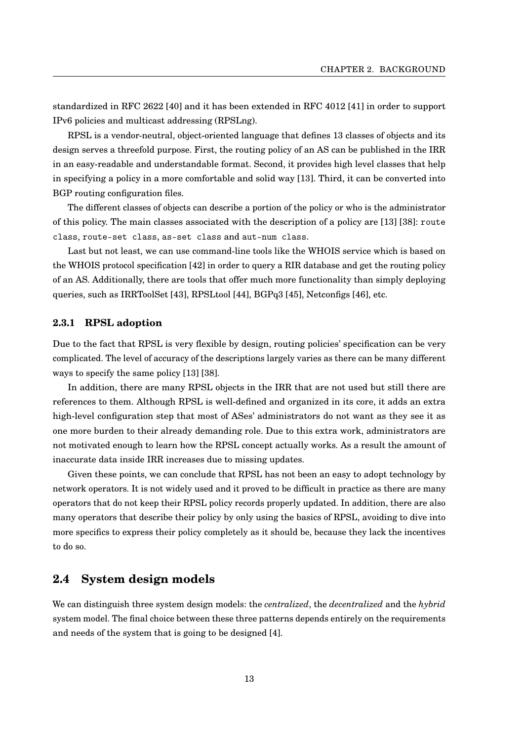standardized in RFC 2622 [40] and it has been extended in RFC 4012 [41] in order to support IPv6 policies and multicast addressing (RPSLng).

RPSL is a vendor-neutral, object-oriented language that defines 13 classes of objects and its design serves a threefold purpose. First, the routing policy of an AS can be published in the IRR in an easy-readable and understandable format. Second, it provides high level classes that help in specifying a policy in a more comfortable and solid way [13]. Third, it can be converted into BGP routing configuration files.

The different classes of objects can describe a portion of the policy or who is the administrator of this policy. The main classes associated with the description of a policy are [13] [38]: `route class`, `route-set class`, `as-set class` and `aut-num class`.

Last but not least, we can use command-line tools like the WHOIS service which is based on the WHOIS protocol specification [42] in order to query a RIR database and get the routing policy of an AS. Additionally, there are tools that offer much more functionality than simply deploying queries, such as IRRToolSet [43], RPSLtool [44], BGPq3 [45], Netconfigs [46], etc.

### 2.3.1 RPSL adoption

Due to the fact that RPSL is very flexible by design, routing policies' specification can be very complicated. The level of accuracy of the descriptions largely varies as there can be many different ways to specify the same policy [13] [38].

In addition, there are many RPSL objects in the IRR that are not used but still there are references to them. Although RPSL is well-defined and organized in its core, it adds an extra high-level configuration step that most of ASes' administrators do not want as they see it as one more burden to their already demanding role. Due to this extra work, administrators are not motivated enough to learn how the RPSL concept actually works. As a result the amount of inaccurate data inside IRR increases due to missing updates.

Given these points, we can conclude that RPSL has not been an easy to adopt technology by network operators. It is not widely used and it proved to be difficult in practice as there are many operators that do not keep their RPSL policy records properly updated. In addition, there are also many operators that describe their policy by only using the basics of RPSL, avoiding to dive into more specifics to express their policy completely as it should be, because they lack the incentives to do so.

## 2.4 System design models

We can distinguish three system design models: the *centralized*, the *decentralized* and the *hybrid* system model. The final choice between these three patterns depends entirely on the requirements and needs of the system that is going to be designed [4].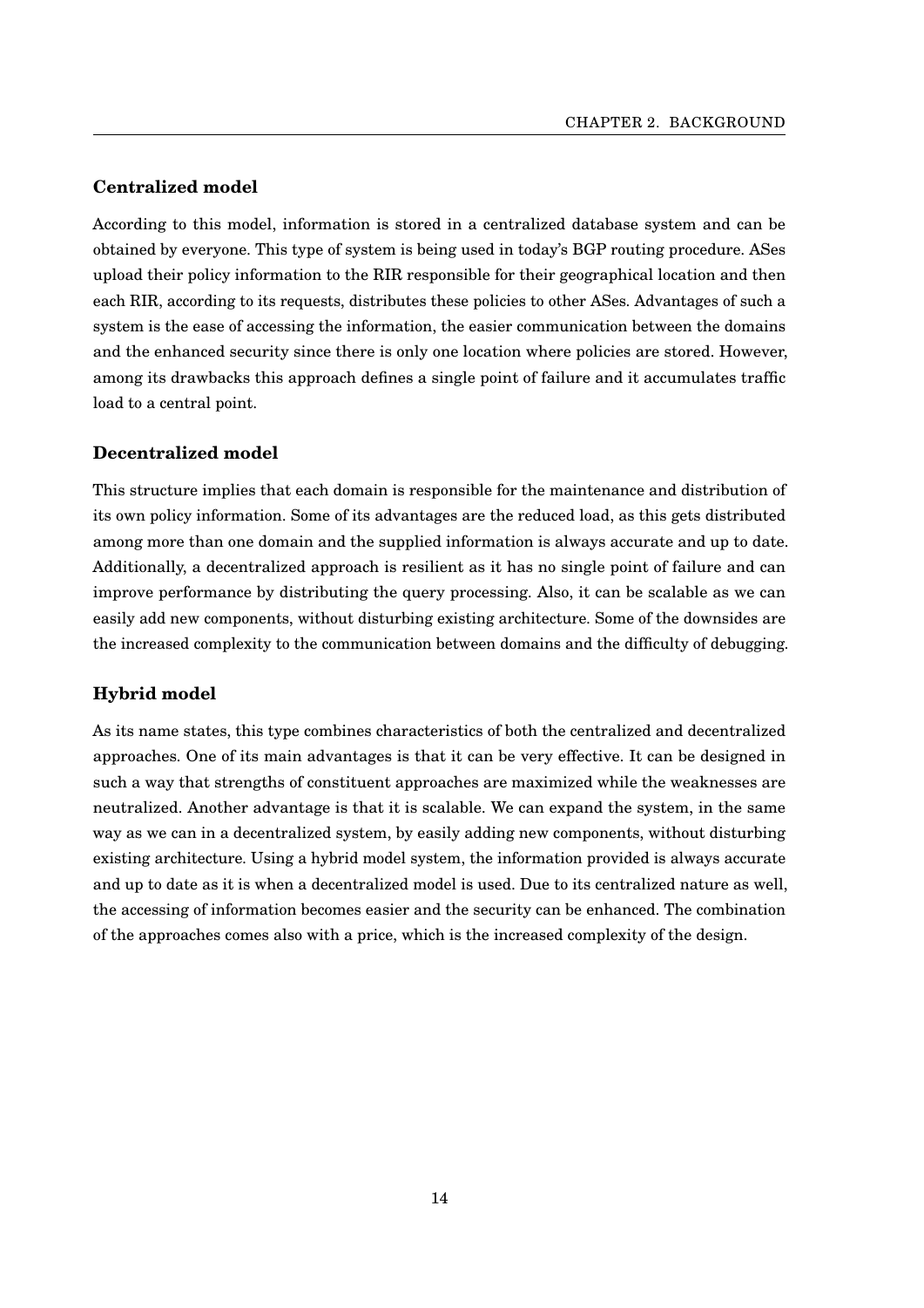### Centralized model

According to this model, information is stored in a centralized database system and can be obtained by everyone. This type of system is being used in today's BGP routing procedure. ASes upload their policy information to the RIR responsible for their geographical location and then each RIR, according to its requests, distributes these policies to other ASes. Advantages of such a system is the ease of accessing the information, the easier communication between the domains and the enhanced security since there is only one location where policies are stored. However, among its drawbacks this approach defines a single point of failure and it accumulates traffic load to a central point.

### Decentralized model

This structure implies that each domain is responsible for the maintenance and distribution of its own policy information. Some of its advantages are the reduced load, as this gets distributed among more than one domain and the supplied information is always accurate and up to date. Additionally, a decentralized approach is resilient as it has no single point of failure and can improve performance by distributing the query processing. Also, it can be scalable as we can easily add new components, without disturbing existing architecture. Some of the downsides are the increased complexity to the communication between domains and the difficulty of debugging.

### Hybrid model

As its name states, this type combines characteristics of both the centralized and decentralized approaches. One of its main advantages is that it can be very effective. It can be designed in such a way that strengths of constituent approaches are maximized while the weaknesses are neutralized. Another advantage is that it is scalable. We can expand the system, in the same way as we can in a decentralized system, by easily adding new components, without disturbing existing architecture. Using a hybrid model system, the information provided is always accurate and up to date as it is when a decentralized model is used. Due to its centralized nature as well, the accessing of information becomes easier and the security can be enhanced. The combination of the approaches comes also with a price, which is the increased complexity of the design.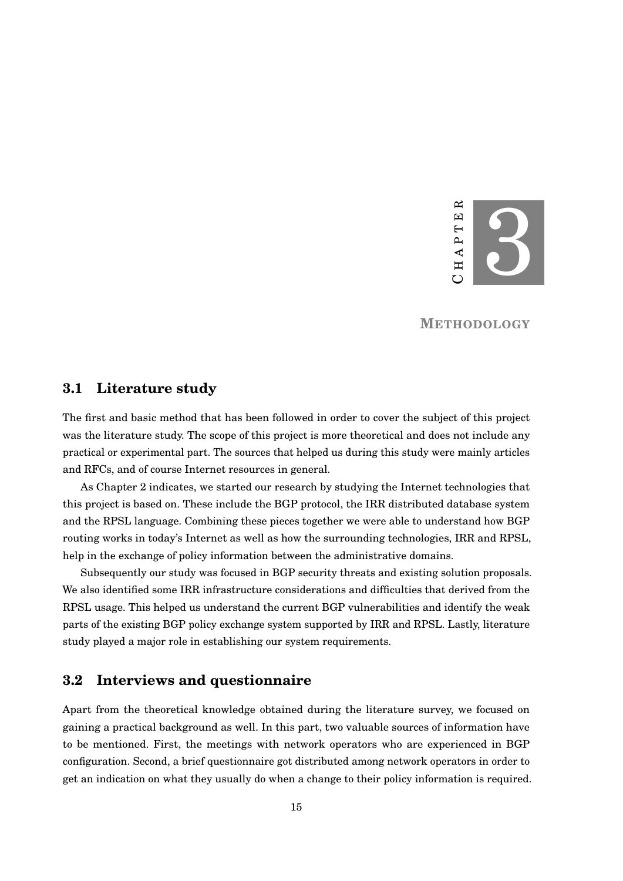# Chapter 3

# Methodology

## 3.1 Literature study

The first and basic method that has been followed in order to cover the subject of this project was the literature study. The scope of this project is more theoretical and does not include any practical or experimental part. The sources that helped us during this study were mainly articles and RFCs, and of course Internet resources in general.

As Chapter 2 indicates, we started our research by studying the Internet technologies that this project is based on. These include the BGP protocol, the IRR distributed database system and the RPSL language. Combining these pieces together we were able to understand how BGP routing works in today's Internet as well as how the surrounding technologies, IRR and RPSL, help in the exchange of policy information between the administrative domains.

Subsequently our study was focused in BGP security threats and existing solution proposals. We also identified some IRR infrastructure considerations and difficulties that derived from the RPSL usage. This helped us understand the current BGP vulnerabilities and identify the weak parts of the existing BGP policy exchange system supported by IRR and RPSL. Lastly, literature study played a major role in establishing our system requirements.

## 3.2 Interviews and questionnaire

Apart from the theoretical knowledge obtained during the literature survey, we focused on gaining a practical background as well. In this part, two valuable sources of information have to be mentioned. First, the meetings with network operators who are experienced in BGP configuration. Second, a brief questionnaire got distributed among network operators in order to get an indication on what they usually do when a change to their policy information is required.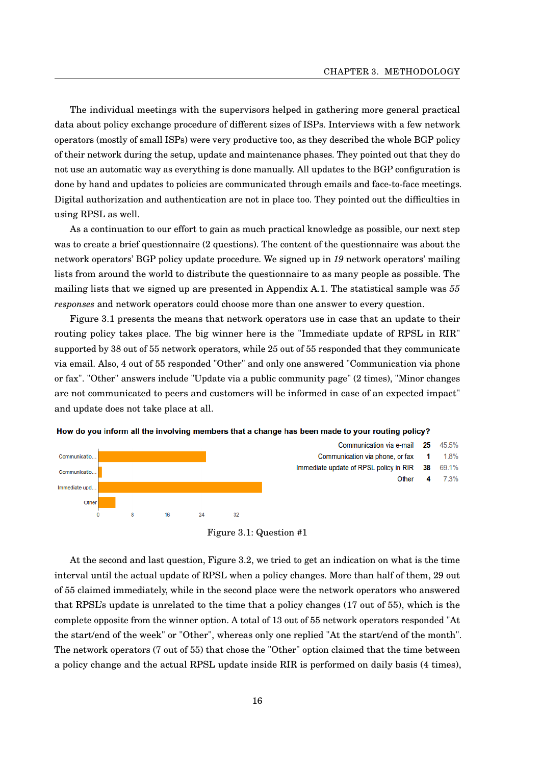The individual meetings with the supervisors helped in gathering more general practical data about policy exchange procedure of different sizes of ISPs. Interviews with a few network operators (mostly of small ISPs) were very productive too, as they described the whole BGP policy of their network during the setup, update and maintenance phases. They pointed out that they do not use an automatic way as everything is done manually. All updates to the BGP configuration is done by hand and updates to policies are communicated through emails and face-to-face meetings. Digital authorization and authentication are not in place too. They pointed out the difficulties in using RPSL as well.

As a continuation to our effort to gain as much practical knowledge as possible, our next step was to create a brief questionnaire (2 questions). The content of the questionnaire was about the network operators' BGP policy update procedure. We signed up in *19* network operators' mailing lists from around the world to distribute the questionnaire to as many people as possible. The mailing lists that we signed up are presented in Appendix A.1. The statistical sample was *55 responses* and network operators could choose more than one answer to every question.

Figure 3.1 presents the means that network operators use in case that an update to their routing policy takes place. The big winner here is the "Immediate update of RPSL in RIR" supported by 38 out of 55 network operators, while 25 out of 55 responded that they communicate via email. Also, 4 out of 55 responded "Other" and only one answered "Communication via phone or fax". "Other" answers include "Update via a public community page" (2 times), "Minor changes are not communicated to peers and customers will be informed in case of an expected impact" and update does not take place at all.

**How do you inform all the involving members that a change has been made to your routing policy?**

| Answer | Count | Percentage |
|---|---|---|
| Communication via e-mail | 25 | 45.5% |
| Communication via phone, or fax | 1 | 1.8% |
| Immediate update of RPSL policy in RIR | 38 | 69.1% |
| Other | 4 | 7.3% |

Figure 3.1: Question #1

At the second and last question, Figure 3.2, we tried to get an indication on what is the time interval until the actual update of RPSL when a policy changes. More than half of them, 29 out of 55 claimed immediately, while in the second place were the network operators who answered that RPSL's update is unrelated to the time that a policy changes (17 out of 55), which is the complete opposite from the winner option. A total of 13 out of 55 network operators responded "At the start/end of the week" or "Other", whereas only one replied "At the start/end of the month". The network operators (7 out of 55) that chose the "Other" option claimed that the time between a policy change and the actual RPSL update inside RIR is performed on daily basis (4 times),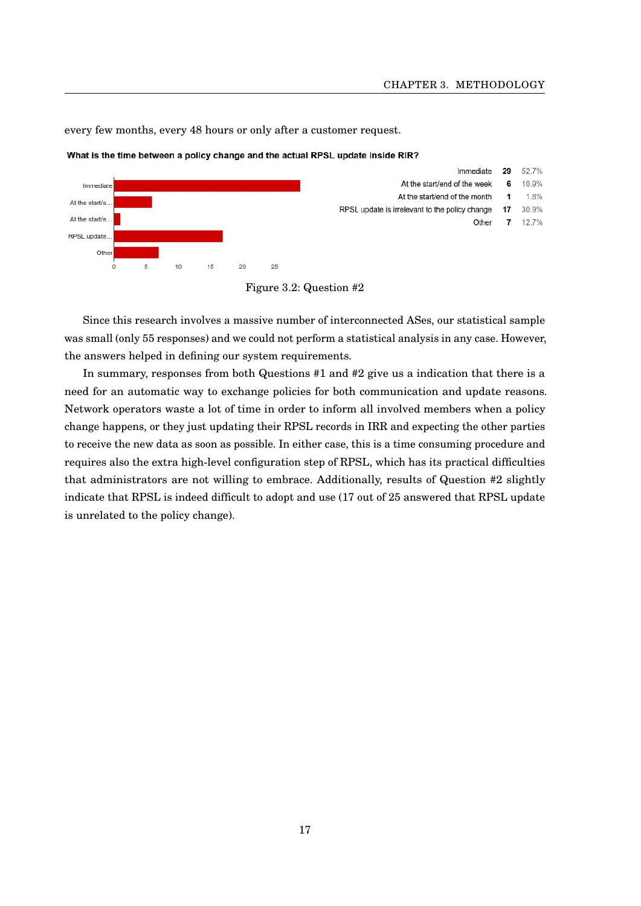every few months, every 48 hours or only after a customer request.

**What is the time between a policy change and the actual RPSL update inside RIR?**

| | | |
|---|---|---|
| Immediate | 29 | 52.7% |
| At the start/end of the week | 6 | 10.9% |
| At the start/end of the month | 1 | 1.8% |
| RPSL update is irrelevant to the policy change | 17 | 30.9% |
| Other | 7 | 12.7% |

Figure 3.2: Question #2

Since this research involves a massive number of interconnected ASes, our statistical sample was small (only 55 responses) and we could not perform a statistical analysis in any case. However, the answers helped in defining our system requirements.

In summary, responses from both Questions #1 and #2 give us a indication that there is a need for an automatic way to exchange policies for both communication and update reasons. Network operators waste a lot of time in order to inform all involved members when a policy change happens, or they just updating their RPSL records in IRR and expecting the other parties to receive the new data as soon as possible. In either case, this is a time consuming procedure and requires also the extra high-level configuration step of RPSL, which has its practical difficulties that administrators are not willing to embrace. Additionally, results of Question #2 slightly indicate that RPSL is indeed difficult to adopt and use (17 out of 25 answered that RPSL update is unrelated to the policy change).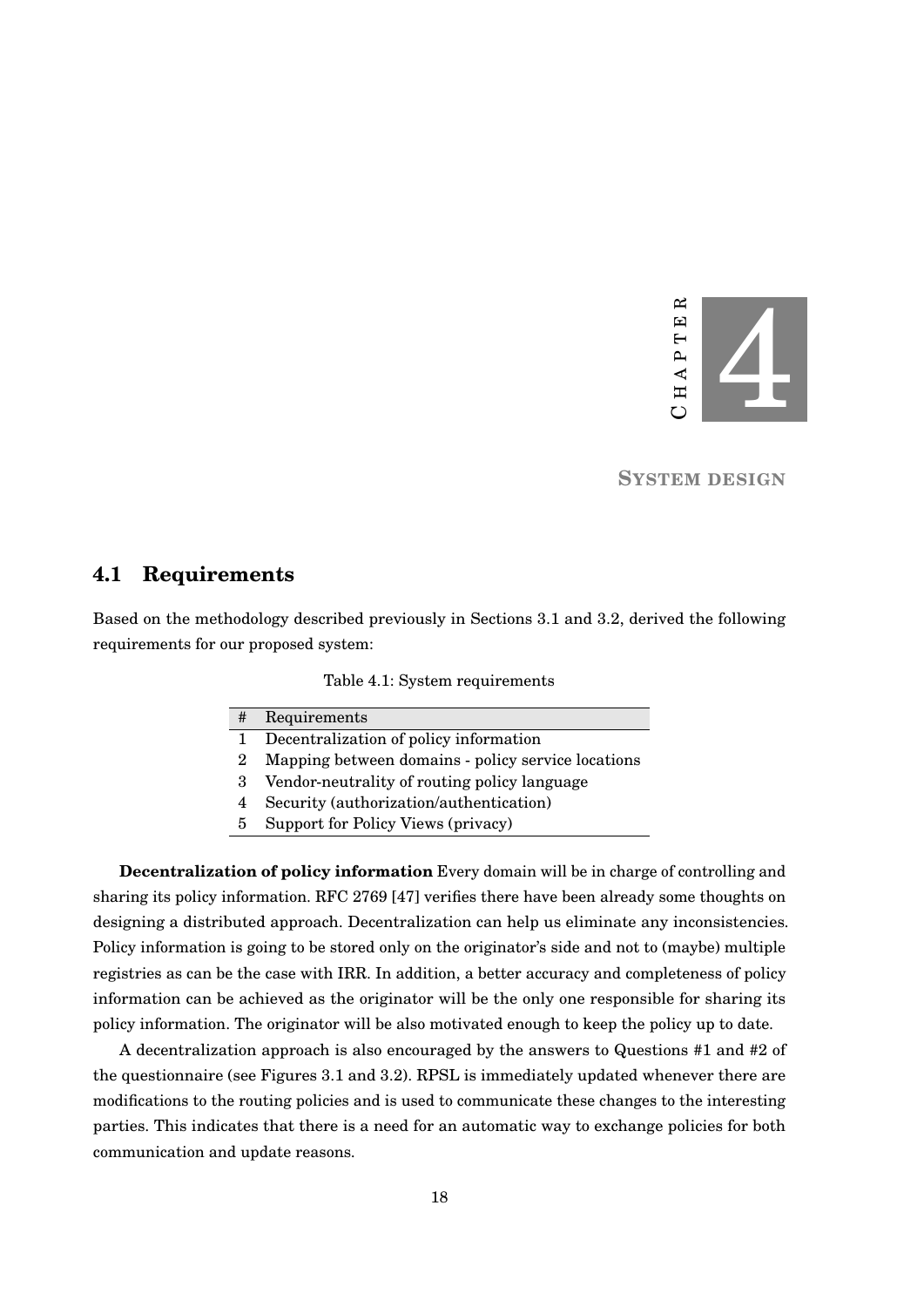# Chapter 4

# System design

## 4.1 Requirements

Based on the methodology described previously in Sections 3.1 and 3.2, derived the following requirements for our proposed system:

Table 4.1: System requirements

| # | Requirements |
|---|---|
| 1 | Decentralization of policy information |
| 2 | Mapping between domains - policy service locations |
| 3 | Vendor-neutrality of routing policy language |
| 4 | Security (authorization/authentication) |
| 5 | Support for Policy Views (privacy) |

**Decentralization of policy information** Every domain will be in charge of controlling and sharing its policy information. RFC 2769 [47] verifies there have been already some thoughts on designing a distributed approach. Decentralization can help us eliminate any inconsistencies. Policy information is going to be stored only on the originator's side and not to (maybe) multiple registries as can be the case with IRR. In addition, a better accuracy and completeness of policy information can be achieved as the originator will be the only one responsible for sharing its policy information. The originator will be also motivated enough to keep the policy up to date.

A decentralization approach is also encouraged by the answers to Questions #1 and #2 of the questionnaire (see Figures 3.1 and 3.2). RPSL is immediately updated whenever there are modifications to the routing policies and is used to communicate these changes to the interesting parties. This indicates that there is a need for an automatic way to exchange policies for both communication and update reasons.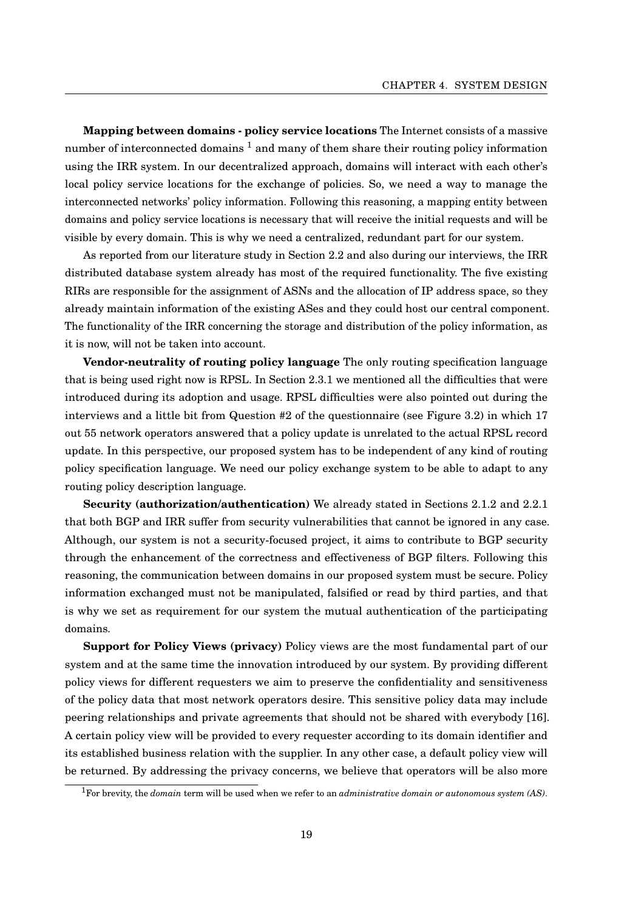**Mapping between domains - policy service locations** The Internet consists of a massive number of interconnected domains [1] and many of them share their routing policy information using the IRR system. In our decentralized approach, domains will interact with each other's local policy service locations for the exchange of policies. So, we need a way to manage the interconnected networks' policy information. Following this reasoning, a mapping entity between domains and policy service locations is necessary that will receive the initial requests and will be visible by every domain. This is why we need a centralized, redundant part for our system.

As reported from our literature study in Section 2.2 and also during our interviews, the IRR distributed database system already has most of the required functionality. The five existing RIRs are responsible for the assignment of ASNs and the allocation of IP address space, so they already maintain information of the existing ASes and they could host our central component. The functionality of the IRR concerning the storage and distribution of the policy information, as it is now, will not be taken into account.

**Vendor-neutrality of routing policy language** The only routing specification language that is being used right now is RPSL. In Section 2.3.1 we mentioned all the difficulties that were introduced during its adoption and usage. RPSL difficulties were also pointed out during the interviews and a little bit from Question #2 of the questionnaire (see Figure 3.2) in which 17 out 55 network operators answered that a policy update is unrelated to the actual RPSL record update. In this perspective, our proposed system has to be independent of any kind of routing policy specification language. We need our policy exchange system to be able to adapt to any routing policy description language.

**Security (authorization/authentication)** We already stated in Sections 2.1.2 and 2.2.1 that both BGP and IRR suffer from security vulnerabilities that cannot be ignored in any case. Although, our system is not a security-focused project, it aims to contribute to BGP security through the enhancement of the correctness and effectiveness of BGP filters. Following this reasoning, the communication between domains in our proposed system must be secure. Policy information exchanged must not be manipulated, falsified or read by third parties, and that is why we set as requirement for our system the mutual authentication of the participating domains.

**Support for Policy Views (privacy)** Policy views are the most fundamental part of our system and at the same time the innovation introduced by our system. By providing different policy views for different requesters we aim to preserve the confidentiality and sensitiveness of the policy data that most network operators desire. This sensitive policy data may include peering relationships and private agreements that should not be shared with everybody [16]. A certain policy view will be provided to every requester according to its domain identifier and its established business relation with the supplier. In any other case, a default policy view will be returned. By addressing the privacy concerns, we believe that operators will be also more

[1] For brevity, the *domain* term will be used when we refer to an *administrative domain or autonomous system (AS)*.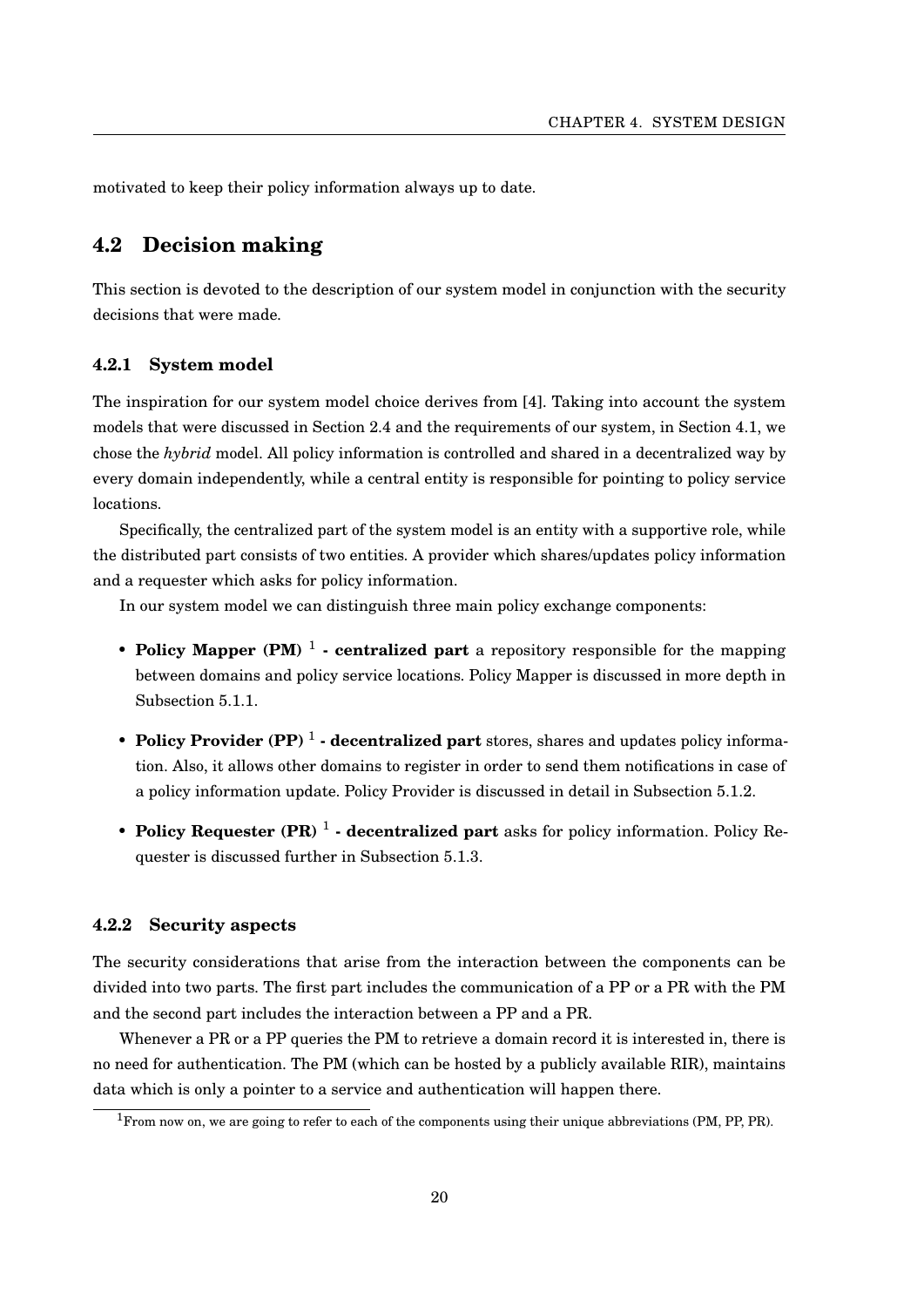motivated to keep their policy information always up to date.

## 4.2 Decision making

This section is devoted to the description of our system model in conjunction with the security decisions that were made.

### 4.2.1 System model

The inspiration for our system model choice derives from [4]. Taking into account the system models that were discussed in Section 2.4 and the requirements of our system, in Section 4.1, we chose the *hybrid* model. All policy information is controlled and shared in a decentralized way by every domain independently, while a central entity is responsible for pointing to policy service locations.

Specifically, the centralized part of the system model is an entity with a supportive role, while the distributed part consists of two entities. A provider which shares/updates policy information and a requester which asks for policy information.

In our system model we can distinguish three main policy exchange components:

- **Policy Mapper (PM)** [1] **- centralized part** a repository responsible for the mapping between domains and policy service locations. Policy Mapper is discussed in more depth in Subsection 5.1.1.
- **Policy Provider (PP)** [1] **- decentralized part** stores, shares and updates policy information. Also, it allows other domains to register in order to send them notifications in case of a policy information update. Policy Provider is discussed in detail in Subsection 5.1.2.
- **Policy Requester (PR)** [1] **- decentralized part** asks for policy information. Policy Requester is discussed further in Subsection 5.1.3.

### 4.2.2 Security aspects

The security considerations that arise from the interaction between the components can be divided into two parts. The first part includes the communication of a PP or a PR with the PM and the second part includes the interaction between a PP and a PR.

Whenever a PR or a PP queries the PM to retrieve a domain record it is interested in, there is no need for authentication. The PM (which can be hosted by a publicly available RIR), maintains data which is only a pointer to a service and authentication will happen there.

[1] From now on, we are going to refer to each of the components using their unique abbreviations (PM, PP, PR).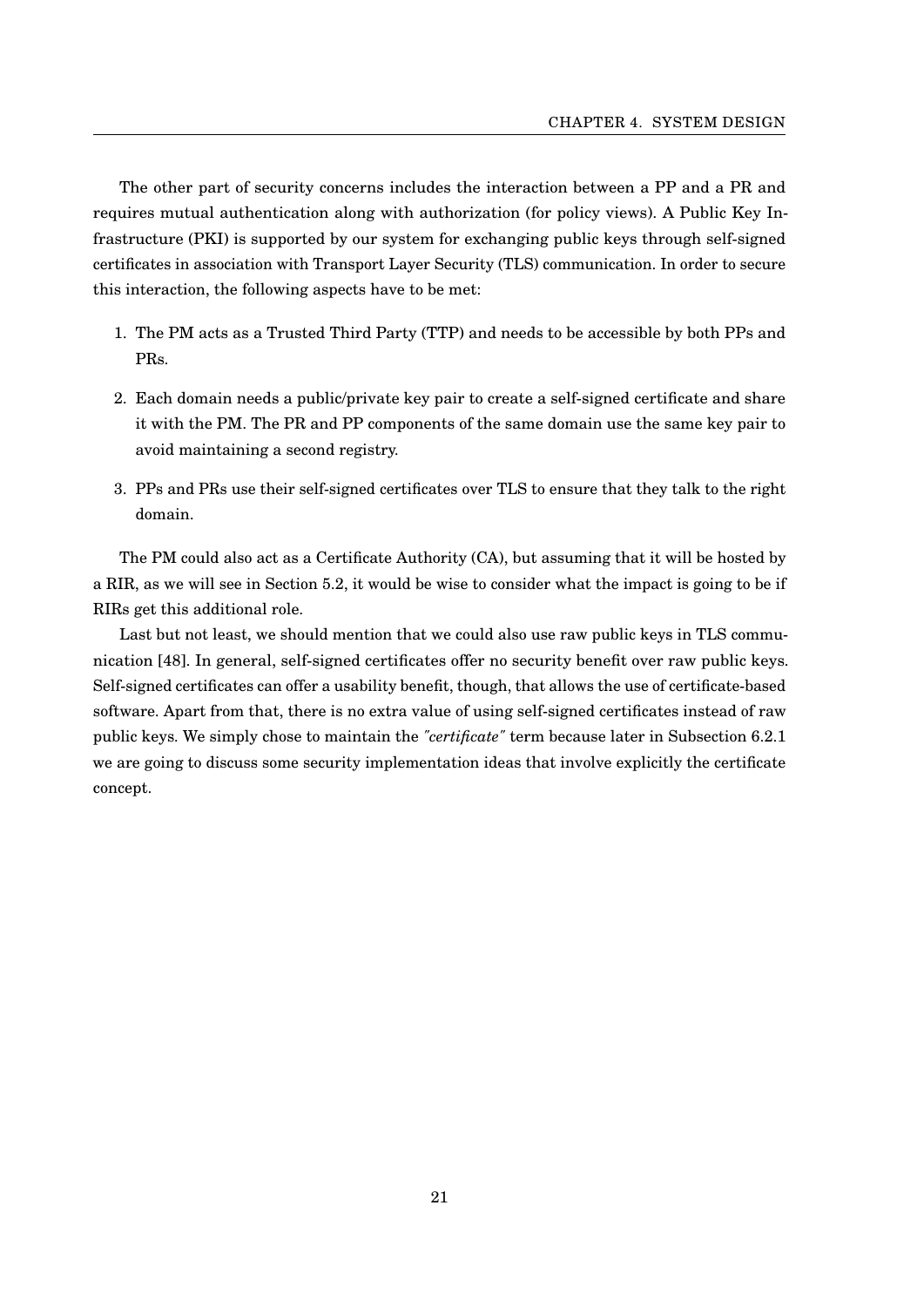The other part of security concerns includes the interaction between a PP and a PR and requires mutual authentication along with authorization (for policy views). A Public Key Infrastructure (PKI) is supported by our system for exchanging public keys through self-signed certificates in association with Transport Layer Security (TLS) communication. In order to secure this interaction, the following aspects have to be met:

1. The PM acts as a Trusted Third Party (TTP) and needs to be accessible by both PPs and PRs.
2. Each domain needs a public/private key pair to create a self-signed certificate and share it with the PM. The PR and PP components of the same domain use the same key pair to avoid maintaining a second registry.
3. PPs and PRs use their self-signed certificates over TLS to ensure that they talk to the right domain.

The PM could also act as a Certificate Authority (CA), but assuming that it will be hosted by a RIR, as we will see in Section 5.2, it would be wise to consider what the impact is going to be if RIRs get this additional role.

Last but not least, we should mention that we could also use raw public keys in TLS communication [48]. In general, self-signed certificates offer no security benefit over raw public keys. Self-signed certificates can offer a usability benefit, though, that allows the use of certificate-based software. Apart from that, there is no extra value of using self-signed certificates instead of raw public keys. We simply chose to maintain the *"certificate"* term because later in Subsection 6.2.1 we are going to discuss some security implementation ideas that involve explicitly the certificate concept.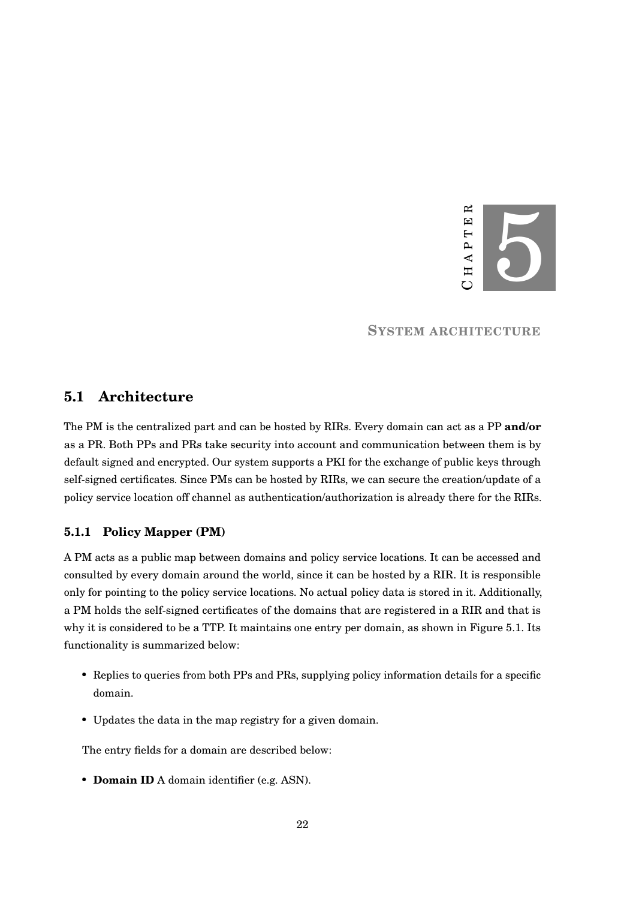# Chapter 5

# System architecture

## 5.1 Architecture

The PM is the centralized part and can be hosted by RIRs. Every domain can act as a PP **and/or** as a PR. Both PPs and PRs take security into account and communication between them is by default signed and encrypted. Our system supports a PKI for the exchange of public keys through self-signed certificates. Since PMs can be hosted by RIRs, we can secure the creation/update of a policy service location off channel as authentication/authorization is already there for the RIRs.

### 5.1.1 Policy Mapper (PM)

A PM acts as a public map between domains and policy service locations. It can be accessed and consulted by every domain around the world, since it can be hosted by a RIR. It is responsible only for pointing to the policy service locations. No actual policy data is stored in it. Additionally, a PM holds the self-signed certificates of the domains that are registered in a RIR and that is why it is considered to be a TTP. It maintains one entry per domain, as shown in Figure 5.1. Its functionality is summarized below:

- Replies to queries from both PPs and PRs, supplying policy information details for a specific domain.
- Updates the data in the map registry for a given domain.

The entry fields for a domain are described below:

- **Domain ID** A domain identifier (e.g. ASN).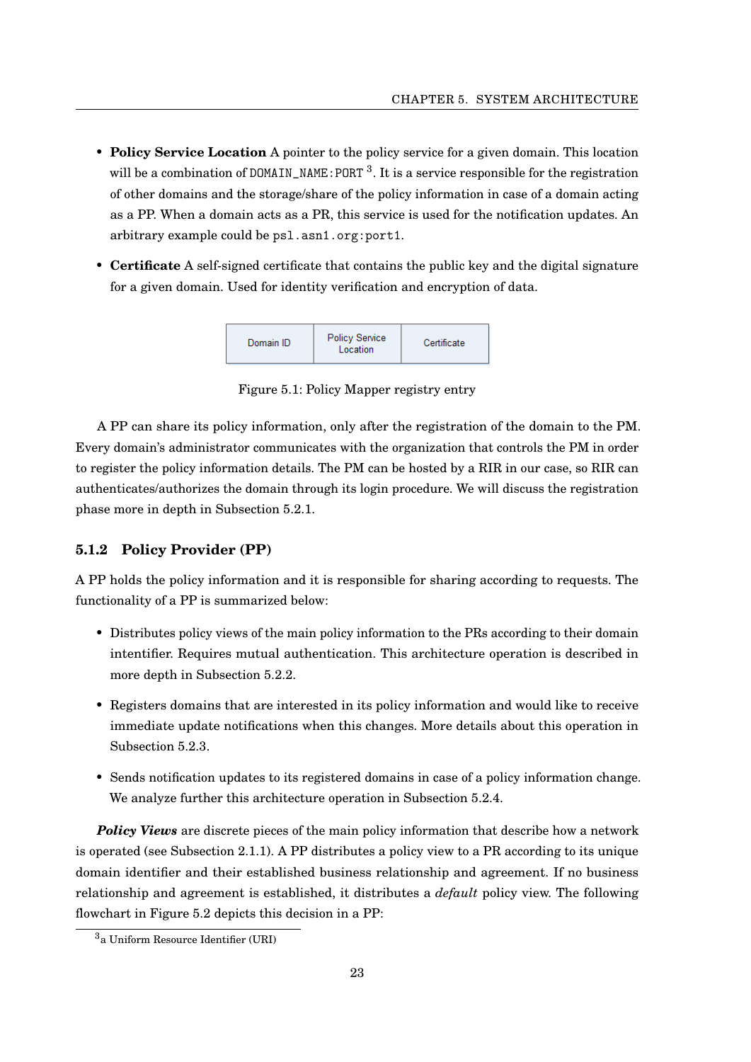- **Policy Service Location** A pointer to the policy service for a given domain. This location will be a combination of `DOMAIN_NAME:PORT` [3]. It is a service responsible for the registration of other domains and the storage/share of the policy information in case of a domain acting as a PP. When a domain acts as a PR, this service is used for the notification updates. An arbitrary example could be `psl.asn1.org:port1`.

- **Certificate** A self-signed certificate that contains the public key and the digital signature for a given domain. Used for identity verification and encryption of data.

| Domain ID | Policy Service Location | Certificate |
|---|---|---|

Figure 5.1: Policy Mapper registry entry

A PP can share its policy information, only after the registration of the domain to the PM. Every domain's administrator communicates with the organization that controls the PM in order to register the policy information details. The PM can be hosted by a RIR in our case, so RIR can authenticates/authorizes the domain through its login procedure. We will discuss the registration phase more in depth in Subsection 5.2.1.

### 5.1.2 Policy Provider (PP)

A PP holds the policy information and it is responsible for sharing according to requests. The functionality of a PP is summarized below:

- Distributes policy views of the main policy information to the PRs according to their domain intentifier. Requires mutual authentication. This architecture operation is described in more depth in Subsection 5.2.2.

- Registers domains that are interested in its policy information and would like to receive immediate update notifications when this changes. More details about this operation in Subsection 5.2.3.

- Sends notification updates to its registered domains in case of a policy information change. We analyze further this architecture operation in Subsection 5.2.4.

***Policy Views*** are discrete pieces of the main policy information that describe how a network is operated (see Subsection 2.1.1). A PP distributes a policy view to a PR according to its unique domain identifier and their established business relationship and agreement. If no business relationship and agreement is established, it distributes a *default* policy view. The following flowchart in Figure 5.2 depicts this decision in a PP:

[3] a Uniform Resource Identifier (URI)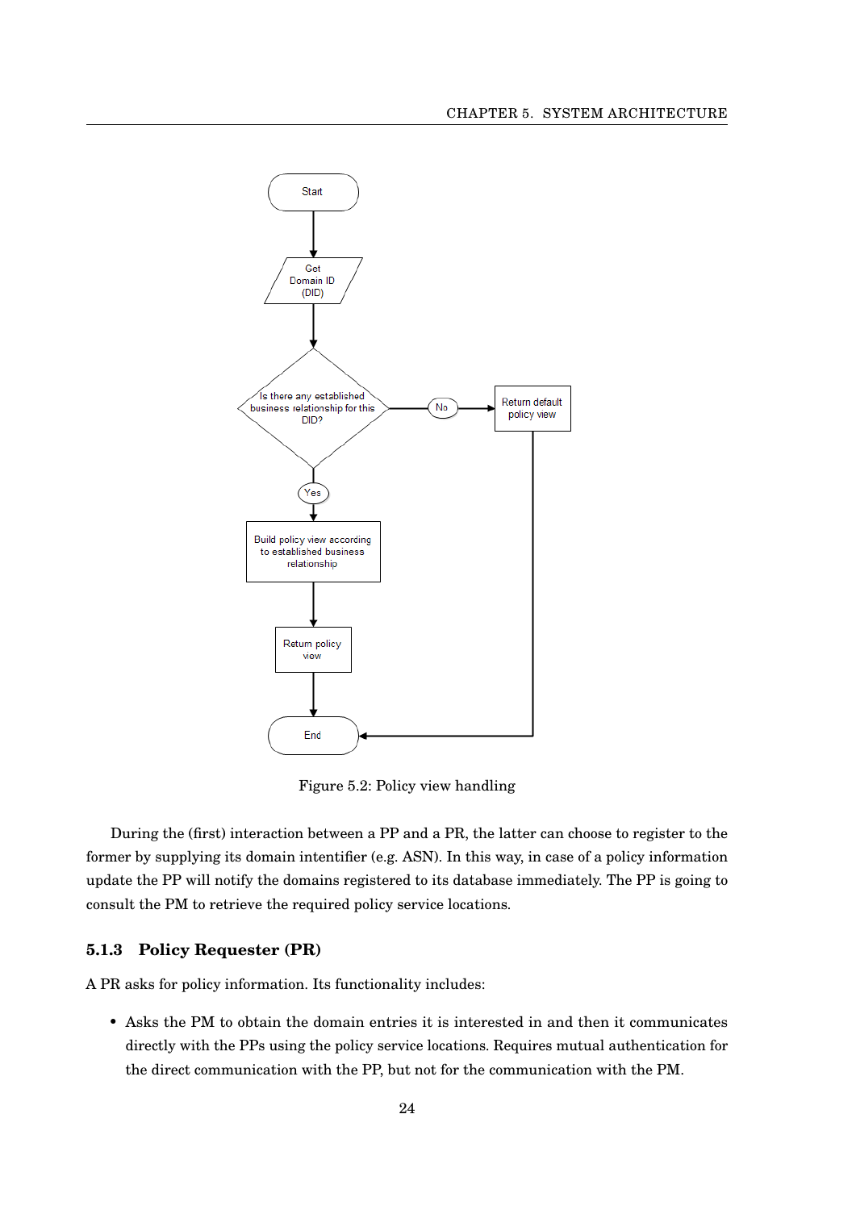Figure 5.2: Policy view handling

During the (first) interaction between a PP and a PR, the latter can choose to register to the former by supplying its domain intentifier (e.g. ASN). In this way, in case of a policy information update the PP will notify the domains registered to its database immediately. The PP is going to consult the PM to retrieve the required policy service locations.

### 5.1.3 Policy Requester (PR)

A PR asks for policy information. Its functionality includes:

- Asks the PM to obtain the domain entries it is interested in and then it communicates directly with the PPs using the policy service locations. Requires mutual authentication for the direct communication with the PP, but not for the communication with the PM.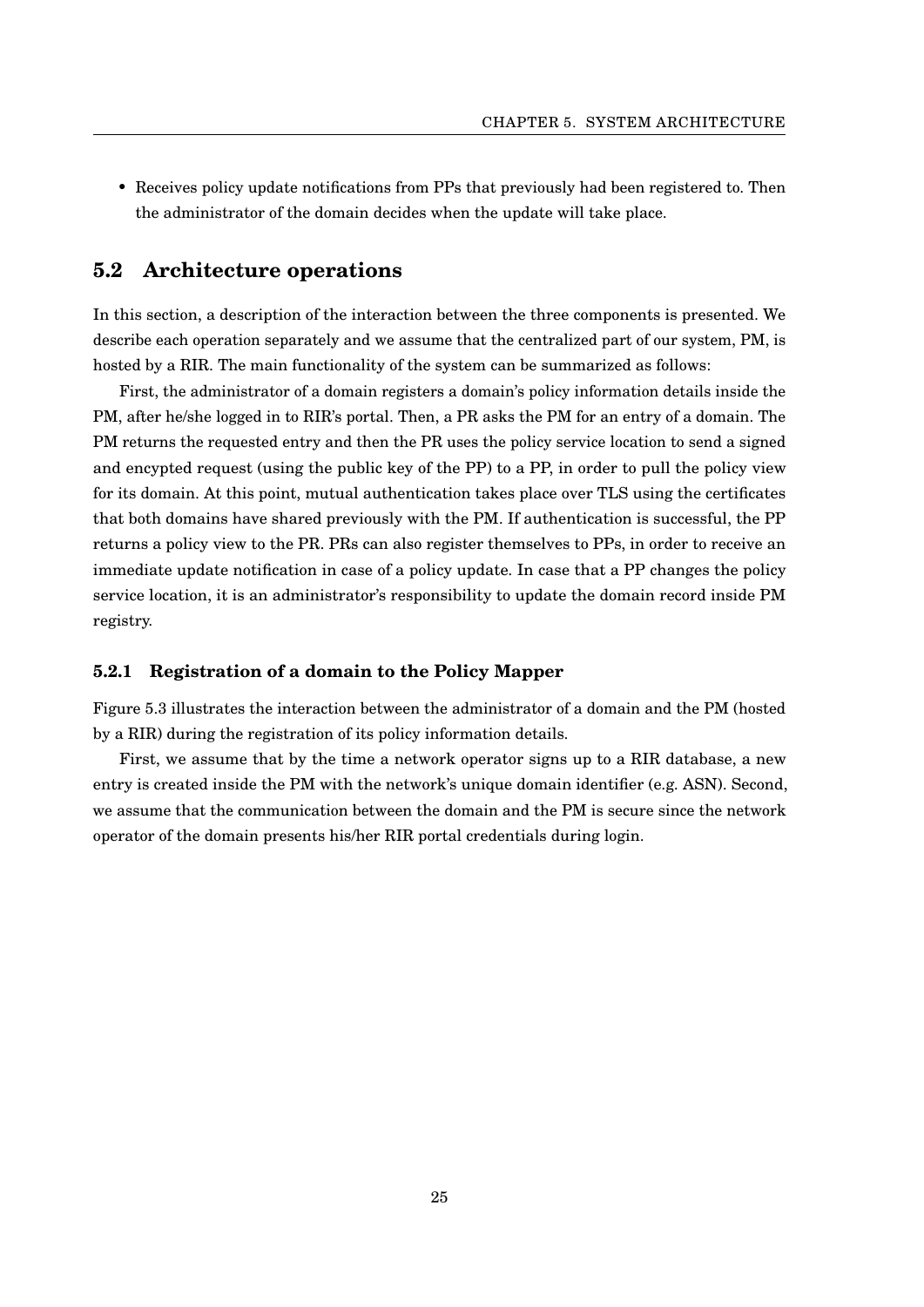- Receives policy update notifications from PPs that previously had been registered to. Then the administrator of the domain decides when the update will take place.

## 5.2 Architecture operations

In this section, a description of the interaction between the three components is presented. We describe each operation separately and we assume that the centralized part of our system, PM, is hosted by a RIR. The main functionality of the system can be summarized as follows:

First, the administrator of a domain registers a domain's policy information details inside the PM, after he/she logged in to RIR's portal. Then, a PR asks the PM for an entry of a domain. The PM returns the requested entry and then the PR uses the policy service location to send a signed and encypted request (using the public key of the PP) to a PP, in order to pull the policy view for its domain. At this point, mutual authentication takes place over TLS using the certificates that both domains have shared previously with the PM. If authentication is successful, the PP returns a policy view to the PR. PRs can also register themselves to PPs, in order to receive an immediate update notification in case of a policy update. In case that a PP changes the policy service location, it is an administrator's responsibility to update the domain record inside PM registry.

### 5.2.1 Registration of a domain to the Policy Mapper

Figure 5.3 illustrates the interaction between the administrator of a domain and the PM (hosted by a RIR) during the registration of its policy information details.

First, we assume that by the time a network operator signs up to a RIR database, a new entry is created inside the PM with the network's unique domain identifier (e.g. ASN). Second, we assume that the communication between the domain and the PM is secure since the network operator of the domain presents his/her RIR portal credentials during login.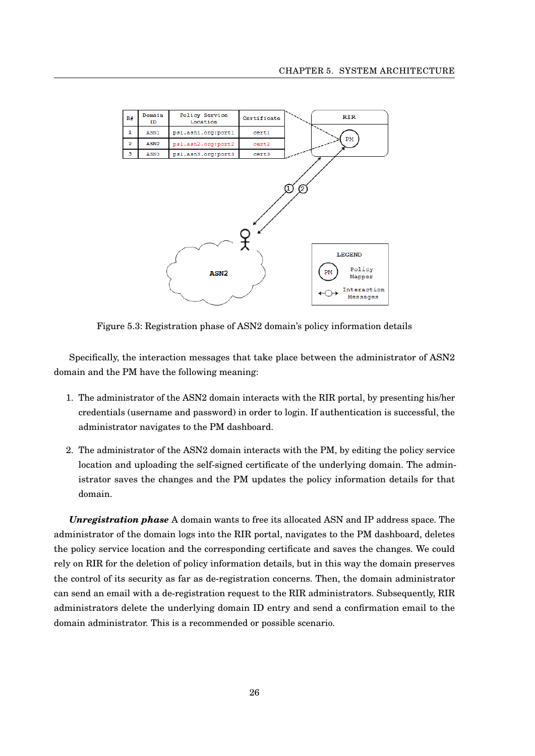| R# | Domain ID | Policy Service Location | Certificate |
|---|---|---|---|
| 1 | ASN1 | ps1.asn1.org:port1 | cert1 |
| 2 | ASN2 | ps1.asn2.org:port2 | cert2 |
| 3 | ASN3 | ps1.asn3.org:port3 | cert3 |

Figure 5.3: Registration phase of ASN2 domain's policy information details

Specifically, the interaction messages that take place between the administrator of ASN2 domain and the PM have the following meaning:

1. The administrator of the ASN2 domain interacts with the RIR portal, by presenting his/her credentials (username and password) in order to login. If authentication is successful, the administrator navigates to the PM dashboard.

2. The administrator of the ASN2 domain interacts with the PM, by editing the policy service location and uploading the self-signed certificate of the underlying domain. The administrator saves the changes and the PM updates the policy information details for that domain.

***Unregistration phase*** A domain wants to free its allocated ASN and IP address space. The administrator of the domain logs into the RIR portal, navigates to the PM dashboard, deletes the policy service location and the corresponding certificate and saves the changes. We could rely on RIR for the deletion of policy information details, but in this way the domain preserves the control of its security as far as de-registration concerns. Then, the domain administrator can send an email with a de-registration request to the RIR administrators. Subsequently, RIR administrators delete the underlying domain ID entry and send a confirmation email to the domain administrator. This is a recommended or possible scenario.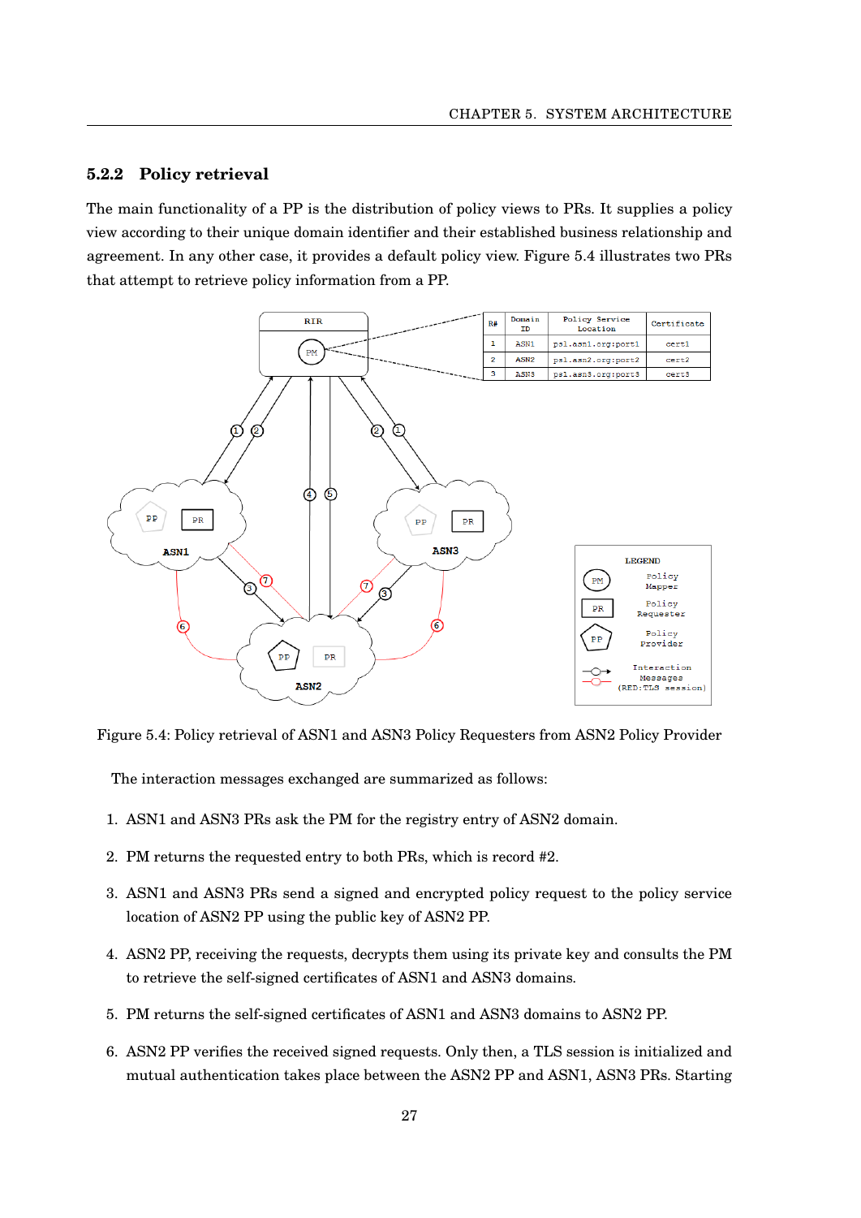### 5.2.2 Policy retrieval

The main functionality of a PP is the distribution of policy views to PRs. It supplies a policy view according to their unique domain identifier and their established business relationship and agreement. In any other case, it provides a default policy view. Figure 5.4 illustrates two PRs that attempt to retrieve policy information from a PP.

| R# | Domain ID | Policy Service Location | Certificate |
|---|---|---|---|
| 1 | ASN1 | ps1.asn1.org:port1 | cert1 |
| 2 | ASN2 | ps1.asn2.org:port2 | cert2 |
| 3 | ASN3 | ps1.asn3.org:port3 | cert3 |

Figure 5.4: Policy retrieval of ASN1 and ASN3 Policy Requesters from ASN2 Policy Provider

The interaction messages exchanged are summarized as follows:

1. ASN1 and ASN3 PRs ask the PM for the registry entry of ASN2 domain.
2. PM returns the requested entry to both PRs, which is record #2.
3. ASN1 and ASN3 PRs send a signed and encrypted policy request to the policy service location of ASN2 PP using the public key of ASN2 PP.
4. ASN2 PP, receiving the requests, decrypts them using its private key and consults the PM to retrieve the self-signed certificates of ASN1 and ASN3 domains.
5. PM returns the self-signed certificates of ASN1 and ASN3 domains to ASN2 PP.
6. ASN2 PP verifies the received signed requests. Only then, a TLS session is initialized and mutual authentication takes place between the ASN2 PP and ASN1, ASN3 PRs. Starting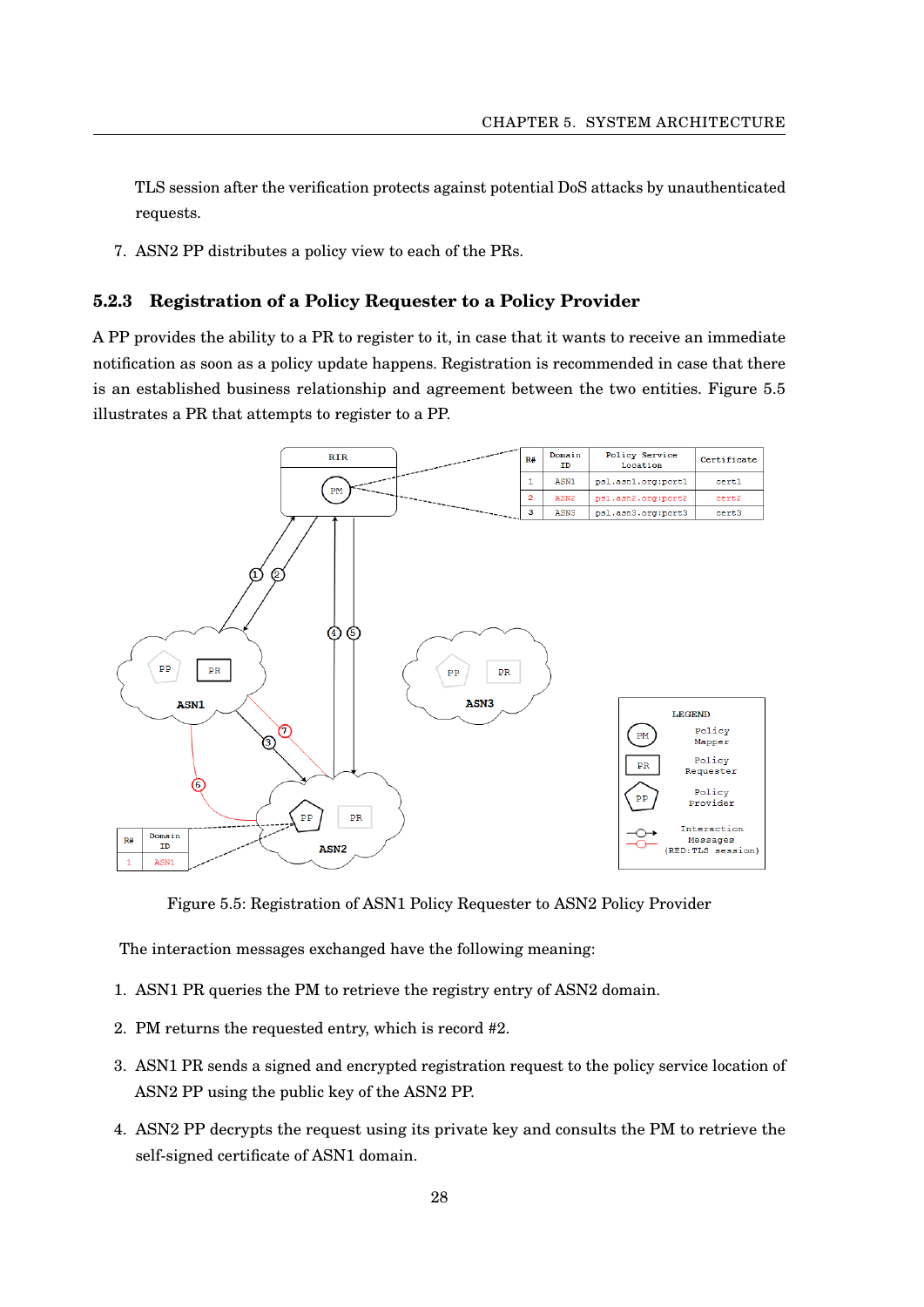TLS session after the verification protects against potential DoS attacks by unauthenticated requests.

7. ASN2 PP distributes a policy view to each of the PRs.

### 5.2.3 Registration of a Policy Requester to a Policy Provider

A PP provides the ability to a PR to register to it, in case that it wants to receive an immediate notification as soon as a policy update happens. Registration is recommended in case that there is an established business relationship and agreement between the two entities. Figure 5.5 illustrates a PR that attempts to register to a PP.

Figure 5.5: Registration of ASN1 Policy Requester to ASN2 Policy Provider

The interaction messages exchanged have the following meaning:

1. ASN1 PR queries the PM to retrieve the registry entry of ASN2 domain.
2. PM returns the requested entry, which is record #2.
3. ASN1 PR sends a signed and encrypted registration request to the policy service location of ASN2 PP using the public key of the ASN2 PP.
4. ASN2 PP decrypts the request using its private key and consults the PM to retrieve the self-signed certificate of ASN1 domain.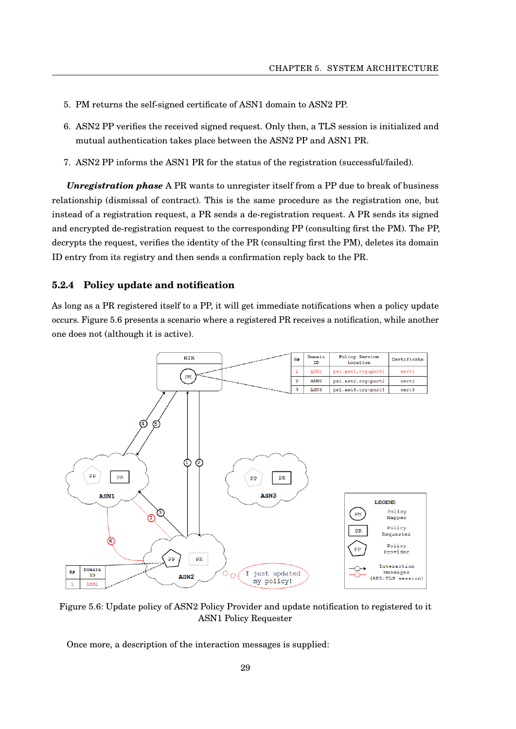5. PM returns the self-signed certificate of ASN1 domain to ASN2 PP.

6. ASN2 PP verifies the received signed request. Only then, a TLS session is initialized and mutual authentication takes place between the ASN2 PP and ASN1 PR.

7. ASN2 PP informs the ASN1 PR for the status of the registration (successful/failed).

***Unregistration phase*** A PR wants to unregister itself from a PP due to break of business relationship (dismissal of contract). This is the same procedure as the registration one, but instead of a registration request, a PR sends a de-registration request. A PR sends its signed and encrypted de-registration request to the corresponding PP (consulting first the PM). The PP, decrypts the request, verifies the identity of the PR (consulting first the PM), deletes its domain ID entry from its registry and then sends a confirmation reply back to the PR.

### 5.2.4 Policy update and notification

As long as a PR registered itself to a PP, it will get immediate notifications when a policy update occurs. Figure 5.6 presents a scenario where a registered PR receives a notification, while another one does not (although it is active).

Figure 5.6: Update policy of ASN2 Policy Provider and update notification to registered to it ASN1 Policy Requester

Once more, a description of the interaction messages is supplied: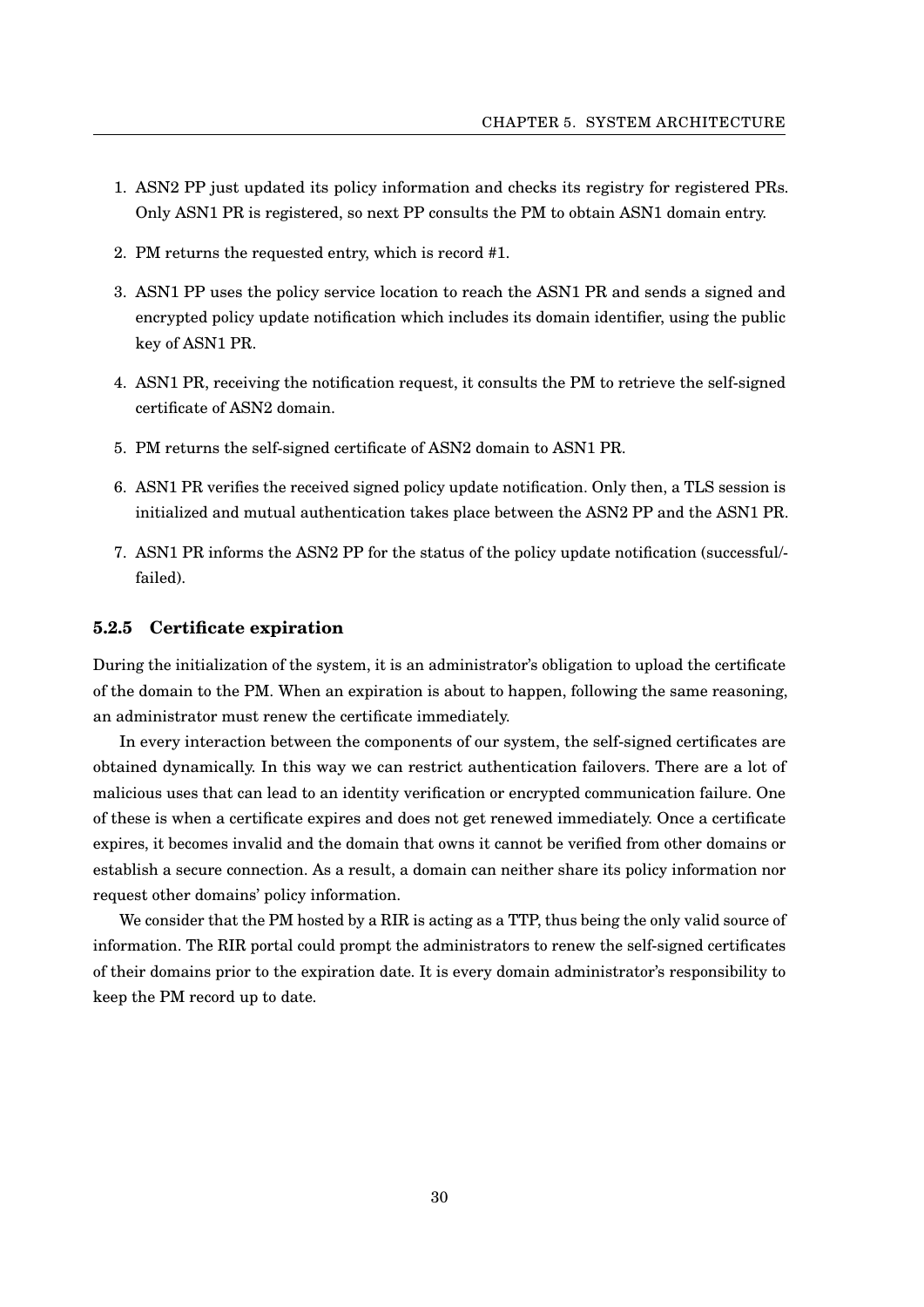1. ASN2 PP just updated its policy information and checks its registry for registered PRs. Only ASN1 PR is registered, so next PP consults the PM to obtain ASN1 domain entry.
2. PM returns the requested entry, which is record #1.
3. ASN1 PP uses the policy service location to reach the ASN1 PR and sends a signed and encrypted policy update notification which includes its domain identifier, using the public key of ASN1 PR.
4. ASN1 PR, receiving the notification request, it consults the PM to retrieve the self-signed certificate of ASN2 domain.
5. PM returns the self-signed certificate of ASN2 domain to ASN1 PR.
6. ASN1 PR verifies the received signed policy update notification. Only then, a TLS session is initialized and mutual authentication takes place between the ASN2 PP and the ASN1 PR.
7. ASN1 PR informs the ASN2 PP for the status of the policy update notification (successful/-failed).

### 5.2.5 Certificate expiration

During the initialization of the system, it is an administrator's obligation to upload the certificate of the domain to the PM. When an expiration is about to happen, following the same reasoning, an administrator must renew the certificate immediately.

In every interaction between the components of our system, the self-signed certificates are obtained dynamically. In this way we can restrict authentication failovers. There are a lot of malicious uses that can lead to an identity verification or encrypted communication failure. One of these is when a certificate expires and does not get renewed immediately. Once a certificate expires, it becomes invalid and the domain that owns it cannot be verified from other domains or establish a secure connection. As a result, a domain can neither share its policy information nor request other domains' policy information.

We consider that the PM hosted by a RIR is acting as a TTP, thus being the only valid source of information. The RIR portal could prompt the administrators to renew the self-signed certificates of their domains prior to the expiration date. It is every domain administrator's responsibility to keep the PM record up to date.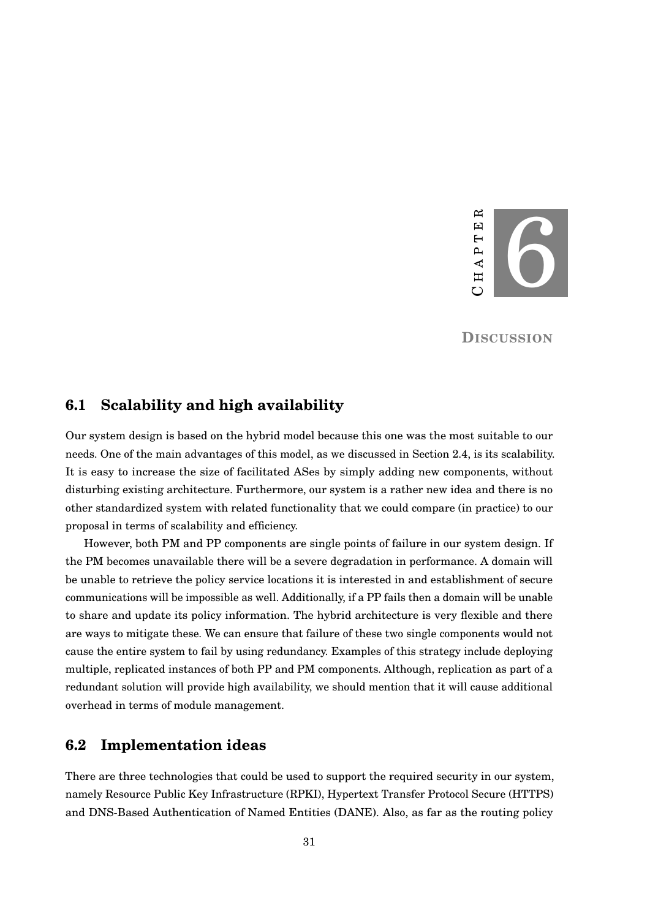# Chapter 6

# Discussion

## 6.1 Scalability and high availability

Our system design is based on the hybrid model because this one was the most suitable to our needs. One of the main advantages of this model, as we discussed in Section 2.4, is its scalability. It is easy to increase the size of facilitated ASes by simply adding new components, without disturbing existing architecture. Furthermore, our system is a rather new idea and there is no other standardized system with related functionality that we could compare (in practice) to our proposal in terms of scalability and efficiency.

However, both PM and PP components are single points of failure in our system design. If the PM becomes unavailable there will be a severe degradation in performance. A domain will be unable to retrieve the policy service locations it is interested in and establishment of secure communications will be impossible as well. Additionally, if a PP fails then a domain will be unable to share and update its policy information. The hybrid architecture is very flexible and there are ways to mitigate these. We can ensure that failure of these two single components would not cause the entire system to fail by using redundancy. Examples of this strategy include deploying multiple, replicated instances of both PP and PM components. Although, replication as part of a redundant solution will provide high availability, we should mention that it will cause additional overhead in terms of module management.

## 6.2 Implementation ideas

There are three technologies that could be used to support the required security in our system, namely Resource Public Key Infrastructure (RPKI), Hypertext Transfer Protocol Secure (HTTPS) and DNS-Based Authentication of Named Entities (DANE). Also, as far as the routing policy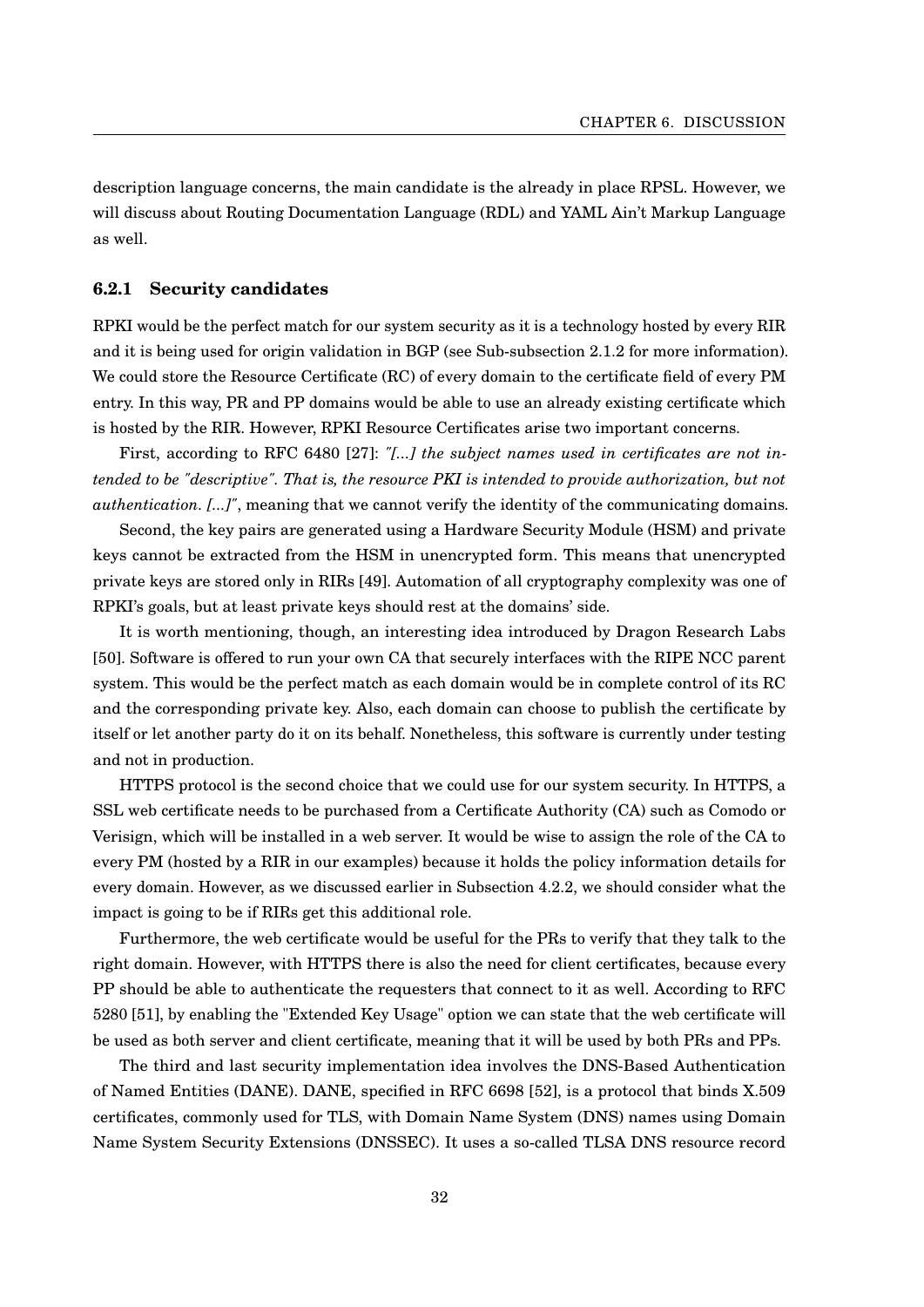description language concerns, the main candidate is the already in place RPSL. However, we will discuss about Routing Documentation Language (RDL) and YAML Ain't Markup Language as well.

### 6.2.1 Security candidates

RPKI would be the perfect match for our system security as it is a technology hosted by every RIR and it is being used for origin validation in BGP (see Sub-subsection 2.1.2 for more information). We could store the Resource Certificate (RC) of every domain to the certificate field of every PM entry. In this way, PR and PP domains would be able to use an already existing certificate which is hosted by the RIR. However, RPKI Resource Certificates arise two important concerns.

First, according to RFC 6480 [27]: *"[...] the subject names used in certificates are not intended to be "descriptive". That is, the resource PKI is intended to provide authorization, but not authentication. [...]"*, meaning that we cannot verify the identity of the communicating domains.

Second, the key pairs are generated using a Hardware Security Module (HSM) and private keys cannot be extracted from the HSM in unencrypted form. This means that unencrypted private keys are stored only in RIRs [49]. Automation of all cryptography complexity was one of RPKI's goals, but at least private keys should rest at the domains' side.

It is worth mentioning, though, an interesting idea introduced by Dragon Research Labs [50]. Software is offered to run your own CA that securely interfaces with the RIPE NCC parent system. This would be the perfect match as each domain would be in complete control of its RC and the corresponding private key. Also, each domain can choose to publish the certificate by itself or let another party do it on its behalf. Nonetheless, this software is currently under testing and not in production.

HTTPS protocol is the second choice that we could use for our system security. In HTTPS, a SSL web certificate needs to be purchased from a Certificate Authority (CA) such as Comodo or Verisign, which will be installed in a web server. It would be wise to assign the role of the CA to every PM (hosted by a RIR in our examples) because it holds the policy information details for every domain. However, as we discussed earlier in Subsection 4.2.2, we should consider what the impact is going to be if RIRs get this additional role.

Furthermore, the web certificate would be useful for the PRs to verify that they talk to the right domain. However, with HTTPS there is also the need for client certificates, because every PP should be able to authenticate the requesters that connect to it as well. According to RFC 5280 [51], by enabling the "Extended Key Usage" option we can state that the web certificate will be used as both server and client certificate, meaning that it will be used by both PRs and PPs.

The third and last security implementation idea involves the DNS-Based Authentication of Named Entities (DANE). DANE, specified in RFC 6698 [52], is a protocol that binds X.509 certificates, commonly used for TLS, with Domain Name System (DNS) names using Domain Name System Security Extensions (DNSSEC). It uses a so-called TLSA DNS resource record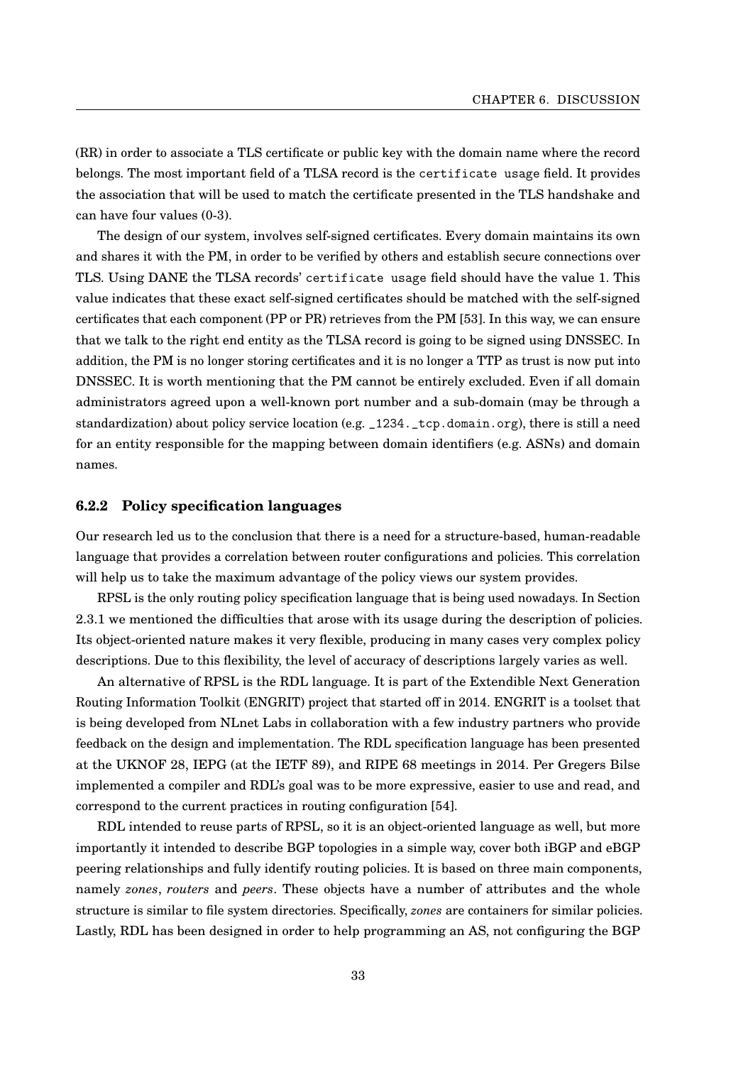(RR) in order to associate a TLS certificate or public key with the domain name where the record belongs. The most important field of a TLSA record is the `certificate usage` field. It provides the association that will be used to match the certificate presented in the TLS handshake and can have four values (0-3).

The design of our system, involves self-signed certificates. Every domain maintains its own and shares it with the PM, in order to be verified by others and establish secure connections over TLS. Using DANE the TLSA records' `certificate usage` field should have the value 1. This value indicates that these exact self-signed certificates should be matched with the self-signed certificates that each component (PP or PR) retrieves from the PM [53]. In this way, we can ensure that we talk to the right end entity as the TLSA record is going to be signed using DNSSEC. In addition, the PM is no longer storing certificates and it is no longer a TTP as trust is now put into DNSSEC. It is worth mentioning that the PM cannot be entirely excluded. Even if all domain administrators agreed upon a well-known port number and a sub-domain (may be through a standardization) about policy service location (e.g. `_1234._tcp.domain.org`), there is still a need for an entity responsible for the mapping between domain identifiers (e.g. ASNs) and domain names.

### 6.2.2 Policy specification languages

Our research led us to the conclusion that there is a need for a structure-based, human-readable language that provides a correlation between router configurations and policies. This correlation will help us to take the maximum advantage of the policy views our system provides.

RPSL is the only routing policy specification language that is being used nowadays. In Section 2.3.1 we mentioned the difficulties that arose with its usage during the description of policies. Its object-oriented nature makes it very flexible, producing in many cases very complex policy descriptions. Due to this flexibility, the level of accuracy of descriptions largely varies as well.

An alternative of RPSL is the RDL language. It is part of the Extendible Next Generation Routing Information Toolkit (ENGRIT) project that started off in 2014. ENGRIT is a toolset that is being developed from NLnet Labs in collaboration with a few industry partners who provide feedback on the design and implementation. The RDL specification language has been presented at the UKNOF 28, IEPG (at the IETF 89), and RIPE 68 meetings in 2014. Per Gregers Bilse implemented a compiler and RDL's goal was to be more expressive, easier to use and read, and correspond to the current practices in routing configuration [54].

RDL intended to reuse parts of RPSL, so it is an object-oriented language as well, but more importantly it intended to describe BGP topologies in a simple way, cover both iBGP and eBGP peering relationships and fully identify routing policies. It is based on three main components, namely *zones*, *routers* and *peers*. These objects have a number of attributes and the whole structure is similar to file system directories. Specifically, *zones* are containers for similar policies. Lastly, RDL has been designed in order to help programming an AS, not configuring the BGP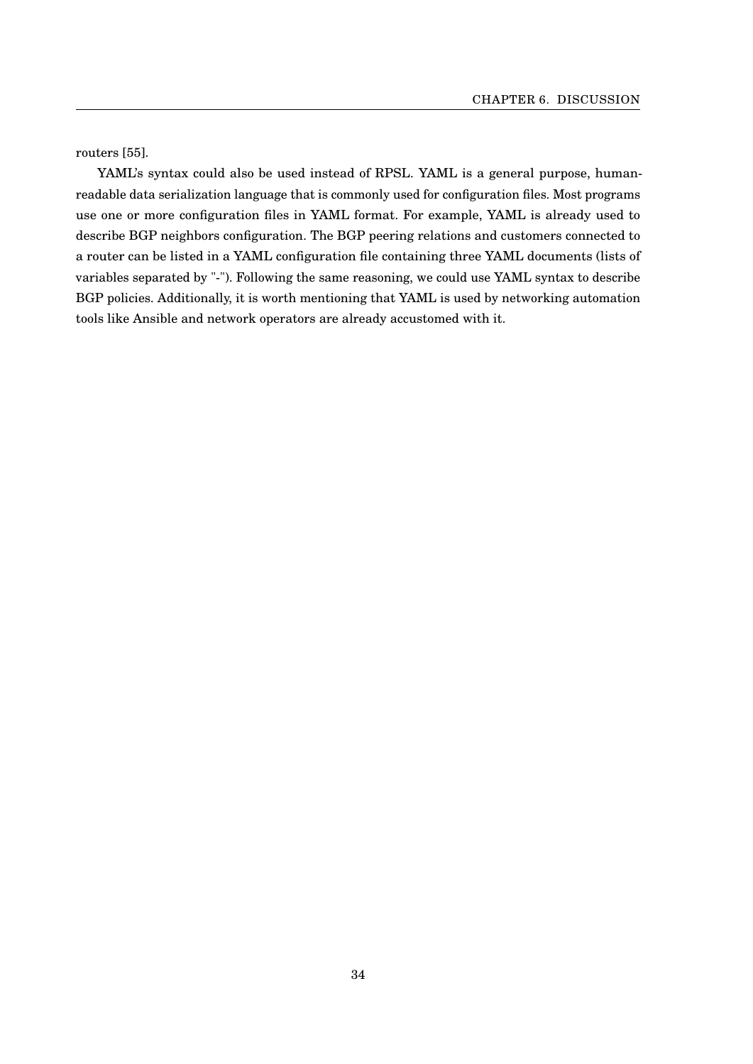routers [55].

YAML's syntax could also be used instead of RPSL. YAML is a general purpose, human-readable data serialization language that is commonly used for configuration files. Most programs use one or more configuration files in YAML format. For example, YAML is already used to describe BGP neighbors configuration. The BGP peering relations and customers connected to a router can be listed in a YAML configuration file containing three YAML documents (lists of variables separated by "-"). Following the same reasoning, we could use YAML syntax to describe BGP policies. Additionally, it is worth mentioning that YAML is used by networking automation tools like Ansible and network operators are already accustomed with it.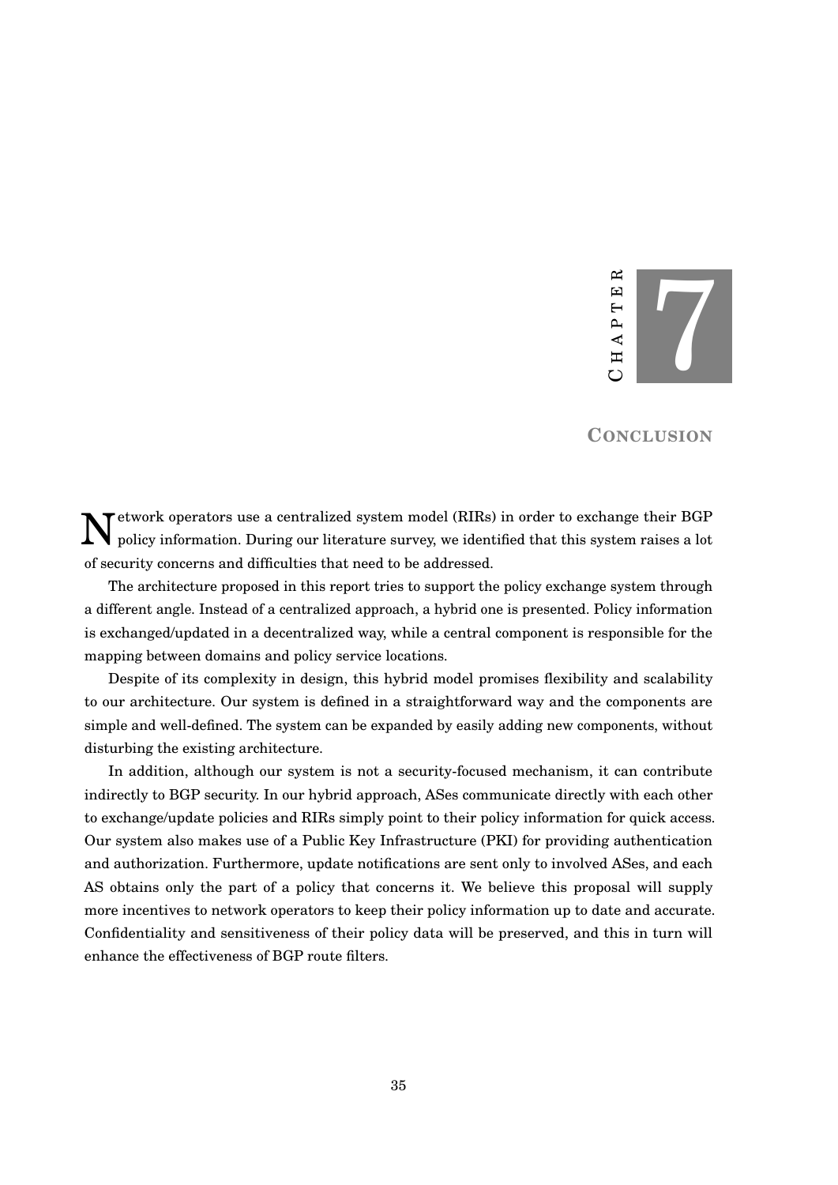# Chapter 7

## Conclusion

Network operators use a centralized system model (RIRs) in order to exchange their BGP policy information. During our literature survey, we identified that this system raises a lot of security concerns and difficulties that need to be addressed.

The architecture proposed in this report tries to support the policy exchange system through a different angle. Instead of a centralized approach, a hybrid one is presented. Policy information is exchanged/updated in a decentralized way, while a central component is responsible for the mapping between domains and policy service locations.

Despite of its complexity in design, this hybrid model promises flexibility and scalability to our architecture. Our system is defined in a straightforward way and the components are simple and well-defined. The system can be expanded by easily adding new components, without disturbing the existing architecture.

In addition, although our system is not a security-focused mechanism, it can contribute indirectly to BGP security. In our hybrid approach, ASes communicate directly with each other to exchange/update policies and RIRs simply point to their policy information for quick access. Our system also makes use of a Public Key Infrastructure (PKI) for providing authentication and authorization. Furthermore, update notifications are sent only to involved ASes, and each AS obtains only the part of a policy that concerns it. We believe this proposal will supply more incentives to network operators to keep their policy information up to date and accurate. Confidentiality and sensitiveness of their policy data will be preserved, and this in turn will enhance the effectiveness of BGP route filters.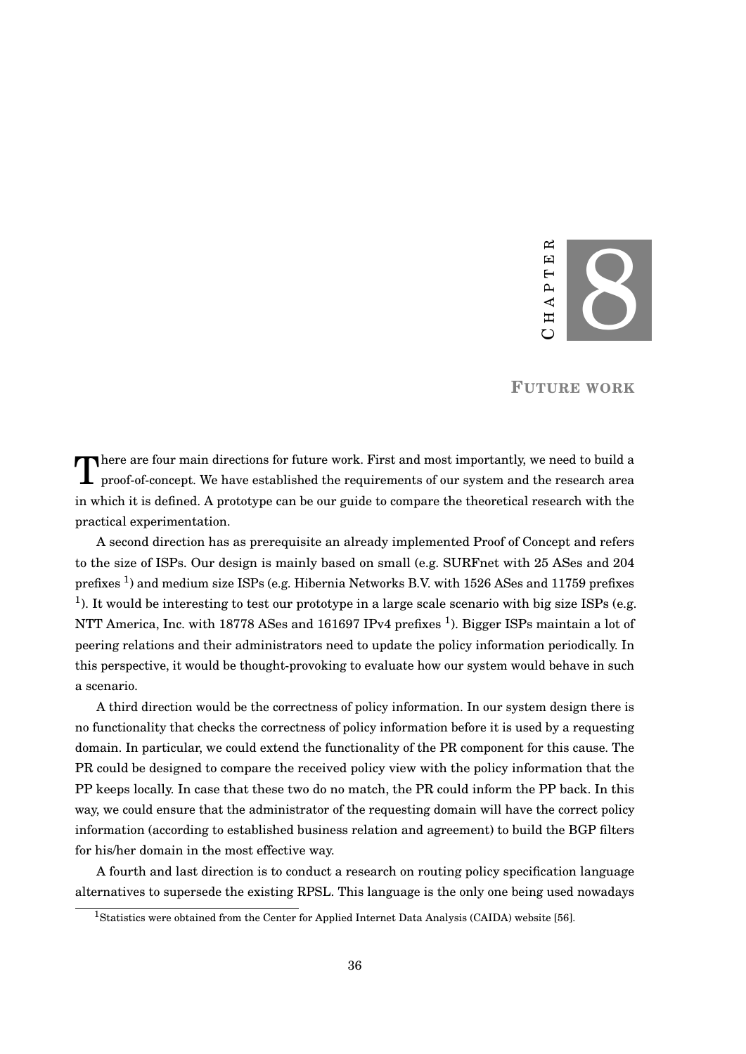# Chapter 8

## Future work

There are four main directions for future work. First and most importantly, we need to build a proof-of-concept. We have established the requirements of our system and the research area in which it is defined. A prototype can be our guide to compare the theoretical research with the practical experimentation.

A second direction has as prerequisite an already implemented Proof of Concept and refers to the size of ISPs. Our design is mainly based on small (e.g. SURFnet with 25 ASes and 204 prefixes [1]) and medium size ISPs (e.g. Hibernia Networks B.V. with 1526 ASes and 11759 prefixes [1]). It would be interesting to test our prototype in a large scale scenario with big size ISPs (e.g. NTT America, Inc. with 18778 ASes and 161697 IPv4 prefixes [1]). Bigger ISPs maintain a lot of peering relations and their administrators need to update the policy information periodically. In this perspective, it would be thought-provoking to evaluate how our system would behave in such a scenario.

A third direction would be the correctness of policy information. In our system design there is no functionality that checks the correctness of policy information before it is used by a requesting domain. In particular, we could extend the functionality of the PR component for this cause. The PR could be designed to compare the received policy view with the policy information that the PP keeps locally. In case that these two do no match, the PR could inform the PP back. In this way, we could ensure that the administrator of the requesting domain will have the correct policy information (according to established business relation and agreement) to build the BGP filters for his/her domain in the most effective way.

A fourth and last direction is to conduct a research on routing policy specification language alternatives to supersede the existing RPSL. This language is the only one being used nowadays

[1] Statistics were obtained from the Center for Applied Internet Data Analysis (CAIDA) website [56].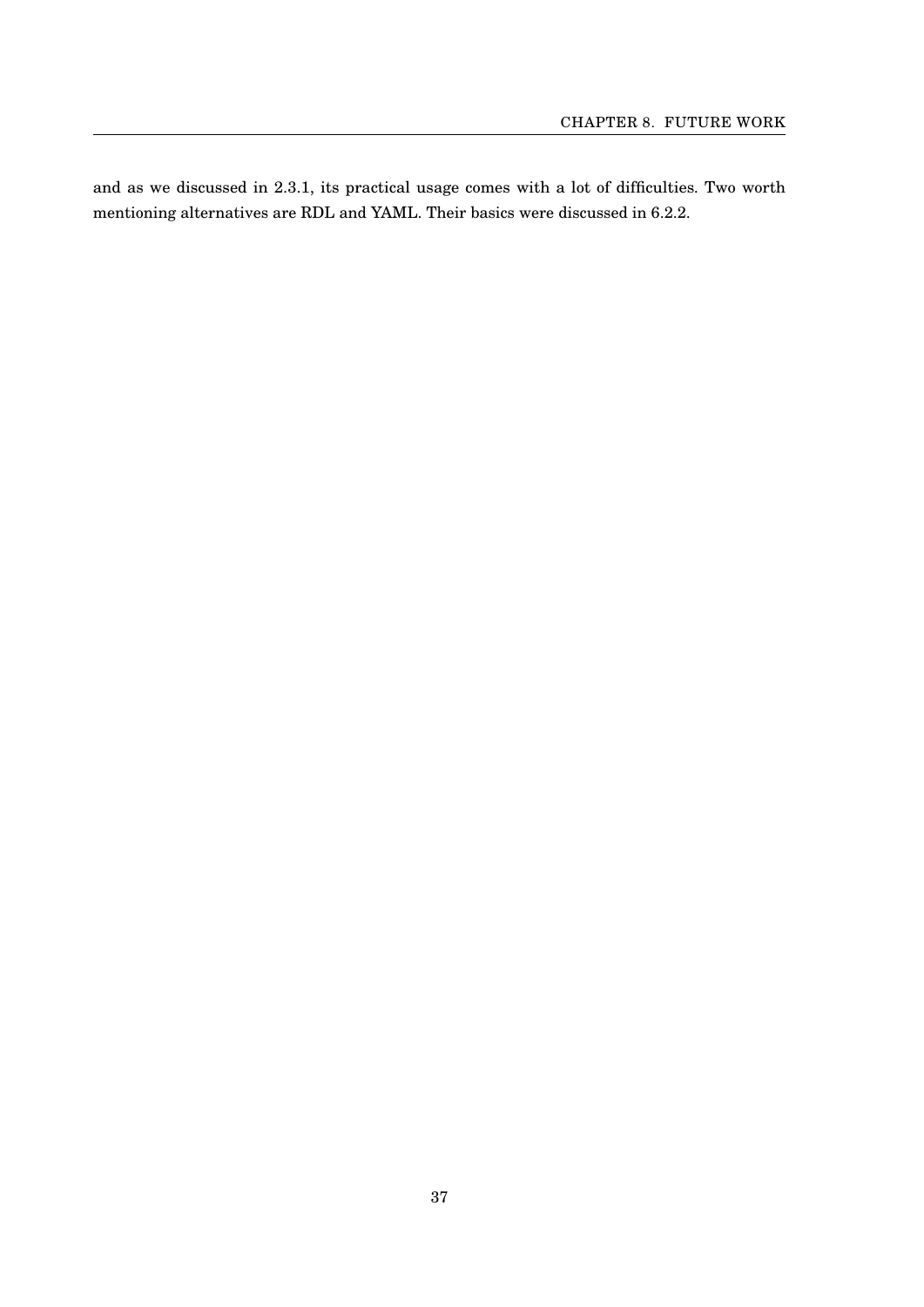and as we discussed in 2.3.1, its practical usage comes with a lot of difficulties. Two worth mentioning alternatives are RDL and YAML. Their basics were discussed in 6.2.2.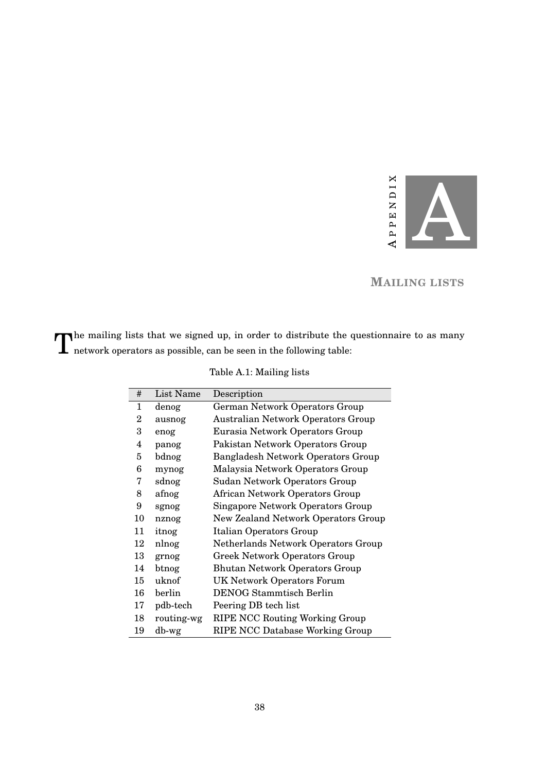# Appendix A

## Mailing lists

The mailing lists that we signed up, in order to distribute the questionnaire to as many network operators as possible, can be seen in the following table:

Table A.1: Mailing lists

| # | List Name | Description |
|---|---|---|
| 1 | denog | German Network Operators Group |
| 2 | ausnog | Australian Network Operators Group |
| 3 | enog | Eurasia Network Operators Group |
| 4 | panog | Pakistan Network Operators Group |
| 5 | bdnog | Bangladesh Network Operators Group |
| 6 | mynog | Malaysia Network Operators Group |
| 7 | sdnog | Sudan Network Operators Group |
| 8 | afnog | African Network Operators Group |
| 9 | sgnog | Singapore Network Operators Group |
| 10 | nznog | New Zealand Network Operators Group |
| 11 | itnog | Italian Operators Group |
| 12 | nlnog | Netherlands Network Operators Group |
| 13 | grnog | Greek Network Operators Group |
| 14 | btnog | Bhutan Network Operators Group |
| 15 | uknof | UK Network Operators Forum |
| 16 | berlin | DENOG Stammtisch Berlin |
| 17 | pdb-tech | Peering DB tech list |
| 18 | routing-wg | RIPE NCC Routing Working Group |
| 19 | db-wg | RIPE NCC Database Working Group |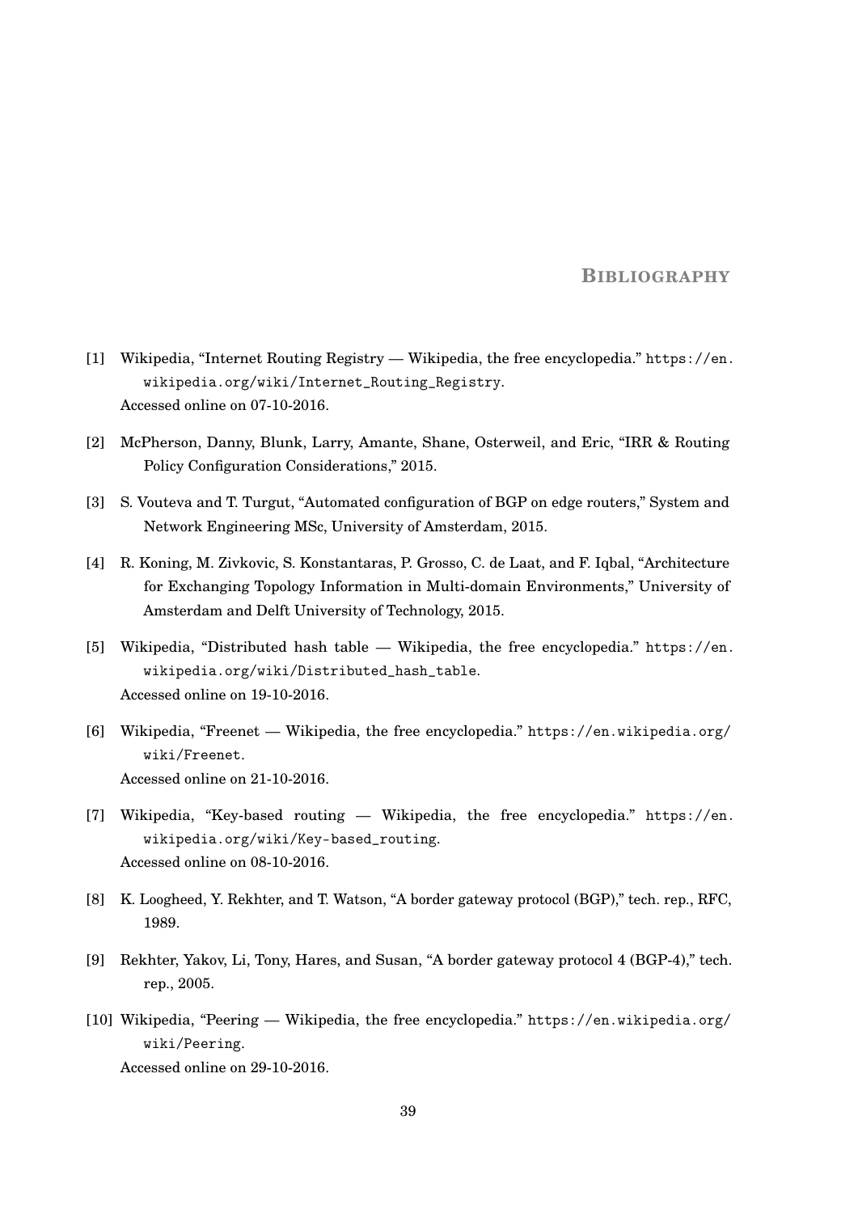# BIBLIOGRAPHY

[1] Wikipedia, "Internet Routing Registry — Wikipedia, the free encyclopedia." https://en.wikipedia.org/wiki/Internet_Routing_Registry.
Accessed online on 07-10-2016.

[2] McPherson, Danny, Blunk, Larry, Amante, Shane, Osterweil, and Eric, "IRR & Routing Policy Configuration Considerations," 2015.

[3] S. Vouteva and T. Turgut, "Automated configuration of BGP on edge routers," System and Network Engineering MSc, University of Amsterdam, 2015.

[4] R. Koning, M. Zivkovic, S. Konstantaras, P. Grosso, C. de Laat, and F. Iqbal, "Architecture for Exchanging Topology Information in Multi-domain Environments," University of Amsterdam and Delft University of Technology, 2015.

[5] Wikipedia, "Distributed hash table — Wikipedia, the free encyclopedia." https://en.wikipedia.org/wiki/Distributed_hash_table.
Accessed online on 19-10-2016.

[6] Wikipedia, "Freenet — Wikipedia, the free encyclopedia." https://en.wikipedia.org/wiki/Freenet.
Accessed online on 21-10-2016.

[7] Wikipedia, "Key-based routing — Wikipedia, the free encyclopedia." https://en.wikipedia.org/wiki/Key-based_routing.
Accessed online on 08-10-2016.

[8] K. Loogheed, Y. Rekhter, and T. Watson, "A border gateway protocol (BGP)," tech. rep., RFC, 1989.

[9] Rekhter, Yakov, Li, Tony, Hares, and Susan, "A border gateway protocol 4 (BGP-4)," tech. rep., 2005.

[10] Wikipedia, "Peering — Wikipedia, the free encyclopedia." https://en.wikipedia.org/wiki/Peering.
Accessed online on 29-10-2016.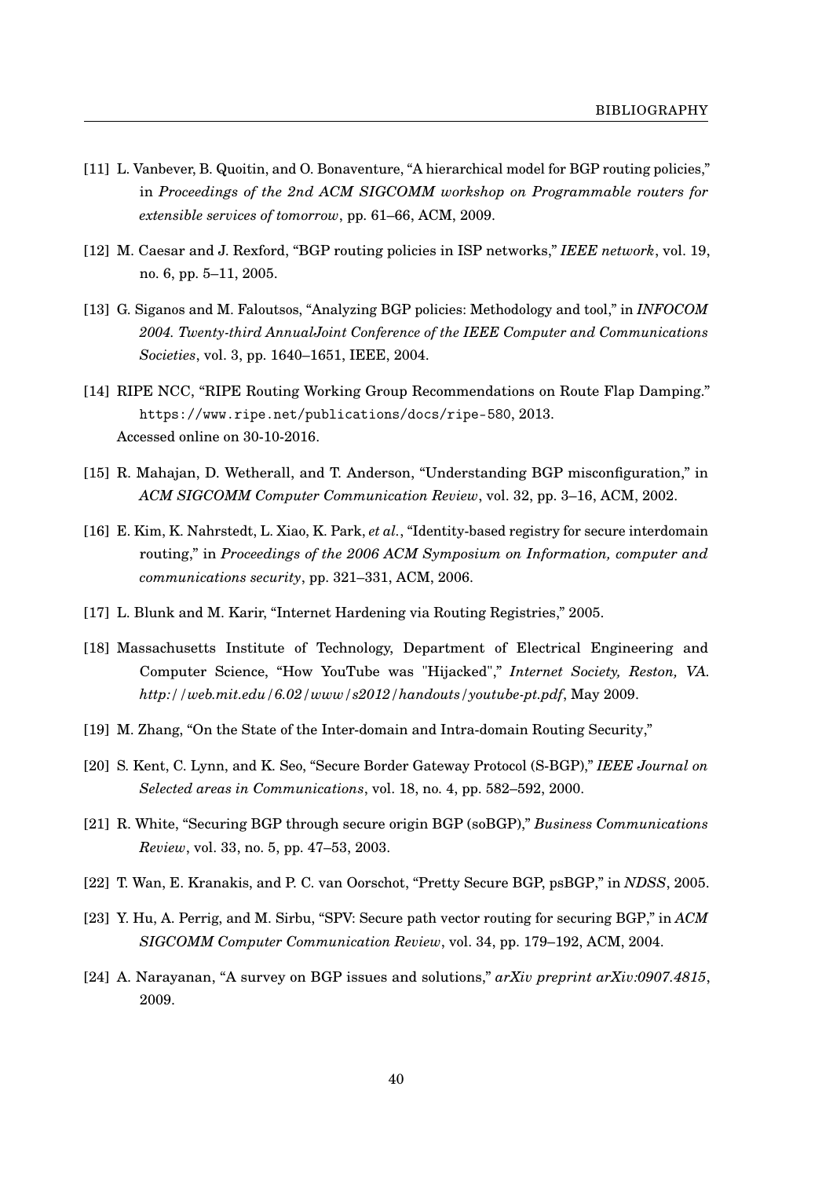[11] L. Vanbever, B. Quoitin, and O. Bonaventure, "A hierarchical model for BGP routing policies," in *Proceedings of the 2nd ACM SIGCOMM workshop on Programmable routers for extensible services of tomorrow*, pp. 61–66, ACM, 2009.

[12] M. Caesar and J. Rexford, "BGP routing policies in ISP networks," *IEEE network*, vol. 19, no. 6, pp. 5–11, 2005.

[13] G. Siganos and M. Faloutsos, "Analyzing BGP policies: Methodology and tool," in *INFOCOM 2004. Twenty-third AnnualJoint Conference of the IEEE Computer and Communications Societies*, vol. 3, pp. 1640–1651, IEEE, 2004.

[14] RIPE NCC, "RIPE Routing Working Group Recommendations on Route Flap Damping." `https://www.ripe.net/publications/docs/ripe-580`, 2013. Accessed online on 30-10-2016.

[15] R. Mahajan, D. Wetherall, and T. Anderson, "Understanding BGP misconfiguration," in *ACM SIGCOMM Computer Communication Review*, vol. 32, pp. 3–16, ACM, 2002.

[16] E. Kim, K. Nahrstedt, L. Xiao, K. Park, *et al.*, "Identity-based registry for secure interdomain routing," in *Proceedings of the 2006 ACM Symposium on Information, computer and communications security*, pp. 321–331, ACM, 2006.

[17] L. Blunk and M. Karir, "Internet Hardening via Routing Registries," 2005.

[18] Massachusetts Institute of Technology, Department of Electrical Engineering and Computer Science, "How YouTube was "Hijacked"," *Internet Society, Reston, VA. http://web.mit.edu/6.02/www/s2012/handouts/youtube-pt.pdf*, May 2009.

[19] M. Zhang, "On the State of the Inter-domain and Intra-domain Routing Security,"

[20] S. Kent, C. Lynn, and K. Seo, "Secure Border Gateway Protocol (S-BGP)," *IEEE Journal on Selected areas in Communications*, vol. 18, no. 4, pp. 582–592, 2000.

[21] R. White, "Securing BGP through secure origin BGP (soBGP)," *Business Communications Review*, vol. 33, no. 5, pp. 47–53, 2003.

[22] T. Wan, E. Kranakis, and P. C. van Oorschot, "Pretty Secure BGP, psBGP," in *NDSS*, 2005.

[23] Y. Hu, A. Perrig, and M. Sirbu, "SPV: Secure path vector routing for securing BGP," in *ACM SIGCOMM Computer Communication Review*, vol. 34, pp. 179–192, ACM, 2004.

[24] A. Narayanan, "A survey on BGP issues and solutions," *arXiv preprint arXiv:0907.4815*, 2009.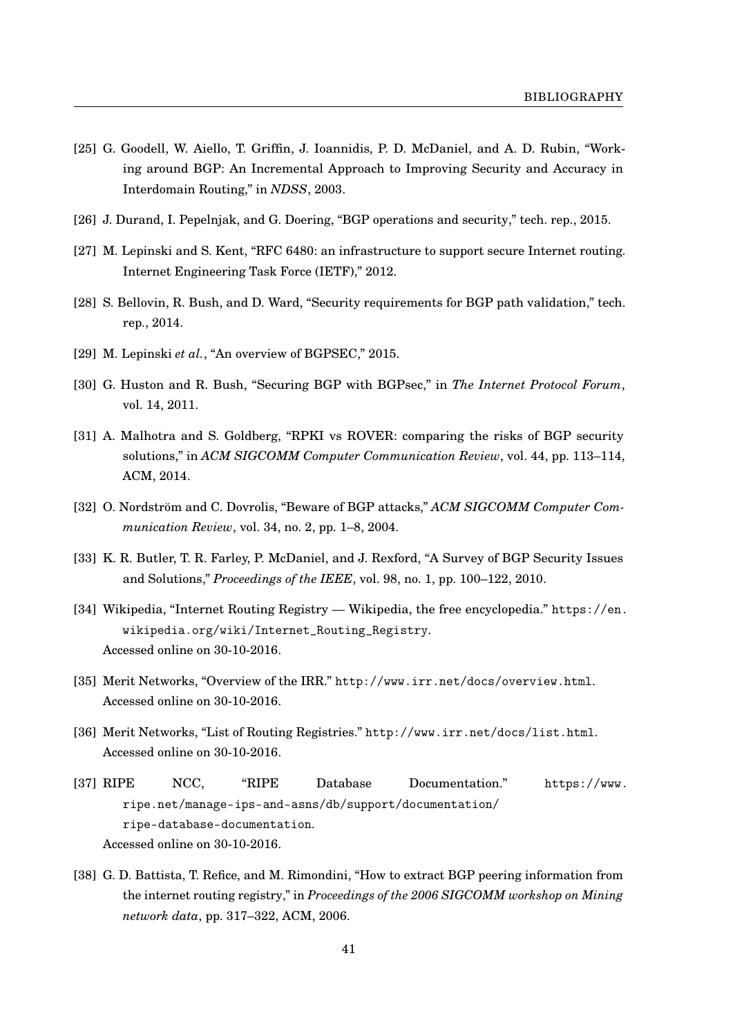[25] G. Goodell, W. Aiello, T. Griffin, J. Ioannidis, P. D. McDaniel, and A. D. Rubin, "Working around BGP: An Incremental Approach to Improving Security and Accuracy in Interdomain Routing," in *NDSS*, 2003.

[26] J. Durand, I. Pepelnjak, and G. Doering, "BGP operations and security," tech. rep., 2015.

[27] M. Lepinski and S. Kent, "RFC 6480: an infrastructure to support secure Internet routing. Internet Engineering Task Force (IETF)," 2012.

[28] S. Bellovin, R. Bush, and D. Ward, "Security requirements for BGP path validation," tech. rep., 2014.

[29] M. Lepinski *et al.*, "An overview of BGPSEC," 2015.

[30] G. Huston and R. Bush, "Securing BGP with BGPsec," in *The Internet Protocol Forum*, vol. 14, 2011.

[31] A. Malhotra and S. Goldberg, "RPKI vs ROVER: comparing the risks of BGP security solutions," in *ACM SIGCOMM Computer Communication Review*, vol. 44, pp. 113–114, ACM, 2014.

[32] O. Nordström and C. Dovrolis, "Beware of BGP attacks," *ACM SIGCOMM Computer Communication Review*, vol. 34, no. 2, pp. 1–8, 2004.

[33] K. R. Butler, T. R. Farley, P. McDaniel, and J. Rexford, "A Survey of BGP Security Issues and Solutions," *Proceedings of the IEEE*, vol. 98, no. 1, pp. 100–122, 2010.

[34] Wikipedia, "Internet Routing Registry — Wikipedia, the free encyclopedia." `https://en.wikipedia.org/wiki/Internet_Routing_Registry`. Accessed online on 30-10-2016.

[35] Merit Networks, "Overview of the IRR." `http://www.irr.net/docs/overview.html`. Accessed online on 30-10-2016.

[36] Merit Networks, "List of Routing Registries." `http://www.irr.net/docs/list.html`. Accessed online on 30-10-2016.

[37] RIPE NCC, "RIPE Database Documentation." `https://www.ripe.net/manage-ips-and-asns/db/support/documentation/ripe-database-documentation`. Accessed online on 30-10-2016.

[38] G. D. Battista, T. Refice, and M. Rimondini, "How to extract BGP peering information from the internet routing registry," in *Proceedings of the 2006 SIGCOMM workshop on Mining network data*, pp. 317–322, ACM, 2006.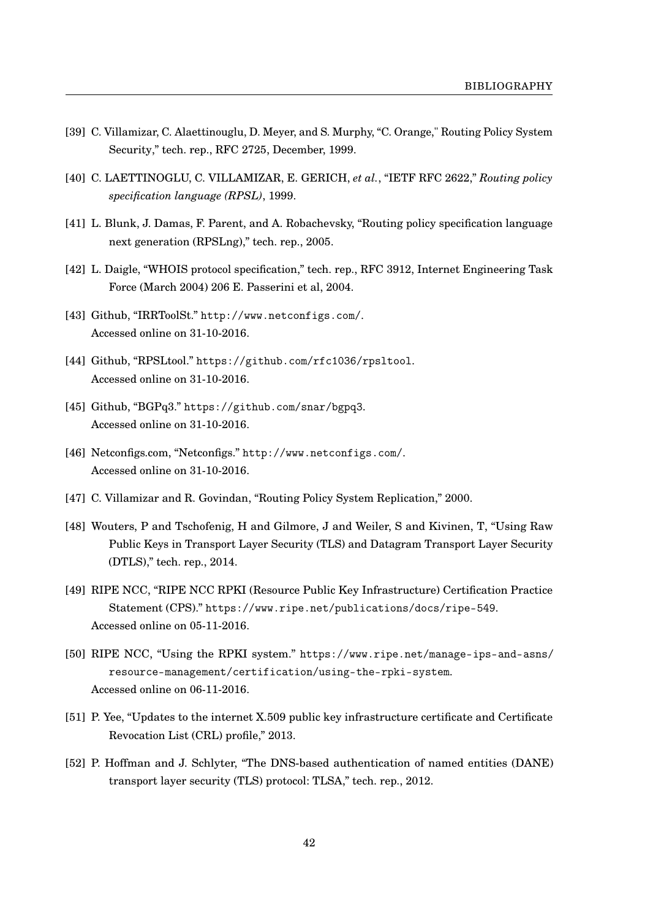[39] C. Villamizar, C. Alaettinouglu, D. Meyer, and S. Murphy, "C. Orange," Routing Policy System Security," tech. rep., RFC 2725, December, 1999.

[40] C. LAETTINOGLU, C. VILLAMIZAR, E. GERICH, *et al.*, "IETF RFC 2622," *Routing policy specification language (RPSL)*, 1999.

[41] L. Blunk, J. Damas, F. Parent, and A. Robachevsky, "Routing policy specification language next generation (RPSLng)," tech. rep., 2005.

[42] L. Daigle, "WHOIS protocol specification," tech. rep., RFC 3912, Internet Engineering Task Force (March 2004) 206 E. Passerini et al, 2004.

[43] Github, "IRRToolSt." `http://www.netconfigs.com/`. Accessed online on 31-10-2016.

[44] Github, "RPSLtool." `https://github.com/rfc1036/rpsltool`. Accessed online on 31-10-2016.

[45] Github, "BGPq3." `https://github.com/snar/bgpq3`. Accessed online on 31-10-2016.

[46] Netconfigs.com, "Netconfigs." `http://www.netconfigs.com/`. Accessed online on 31-10-2016.

[47] C. Villamizar and R. Govindan, "Routing Policy System Replication," 2000.

[48] Wouters, P and Tschofenig, H and Gilmore, J and Weiler, S and Kivinen, T, "Using Raw Public Keys in Transport Layer Security (TLS) and Datagram Transport Layer Security (DTLS)," tech. rep., 2014.

[49] RIPE NCC, "RIPE NCC RPKI (Resource Public Key Infrastructure) Certification Practice Statement (CPS)." `https://www.ripe.net/publications/docs/ripe-549`. Accessed online on 05-11-2016.

[50] RIPE NCC, "Using the RPKI system." `https://www.ripe.net/manage-ips-and-asns/resource-management/certification/using-the-rpki-system`. Accessed online on 06-11-2016.

[51] P. Yee, "Updates to the internet X.509 public key infrastructure certificate and Certificate Revocation List (CRL) profile," 2013.

[52] P. Hoffman and J. Schlyter, "The DNS-based authentication of named entities (DANE) transport layer security (TLS) protocol: TLSA," tech. rep., 2012.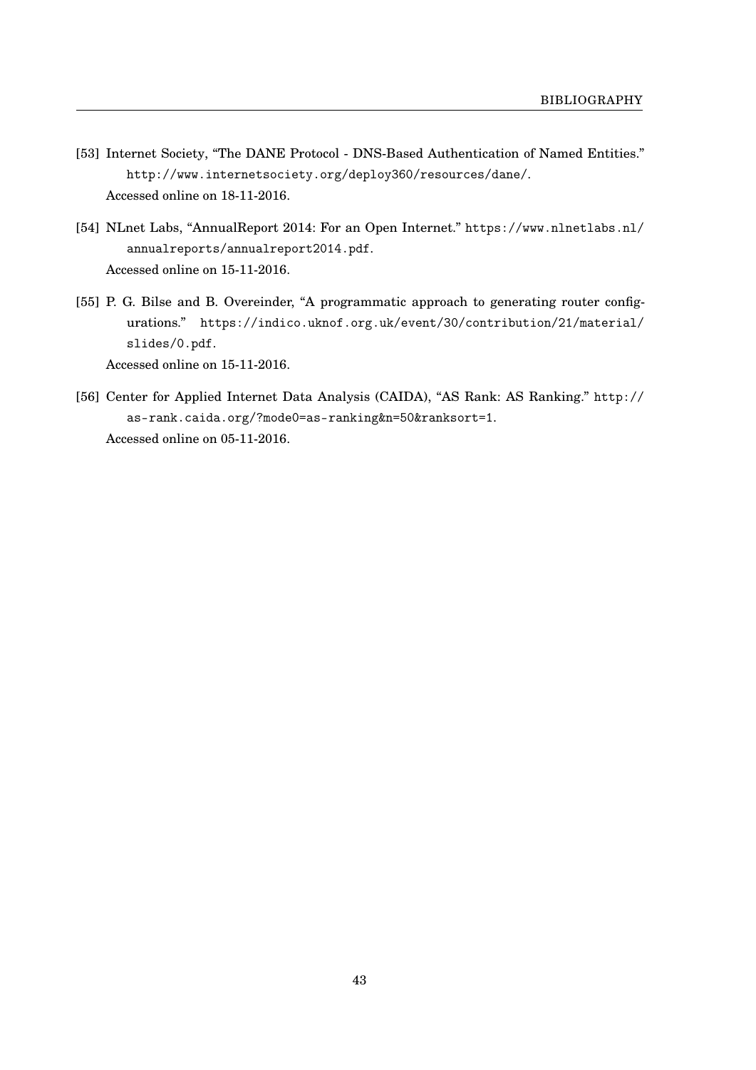[53] Internet Society, "The DANE Protocol - DNS-Based Authentication of Named Entities." http://www.internetsociety.org/deploy360/resources/dane/.
Accessed online on 18-11-2016.

[54] NLnet Labs, "AnnualReport 2014: For an Open Internet." https://www.nlnetlabs.nl/annualreports/annualreport2014.pdf.
Accessed online on 15-11-2016.

[55] P. G. Bilse and B. Overeinder, "A programmatic approach to generating router configurations." https://indico.uknof.org.uk/event/30/contribution/21/material/slides/0.pdf.
Accessed online on 15-11-2016.

[56] Center for Applied Internet Data Analysis (CAIDA), "AS Rank: AS Ranking." http://as-rank.caida.org/?mode0=as-ranking&n=50&ranksort=1.
Accessed online on 05-11-2016.